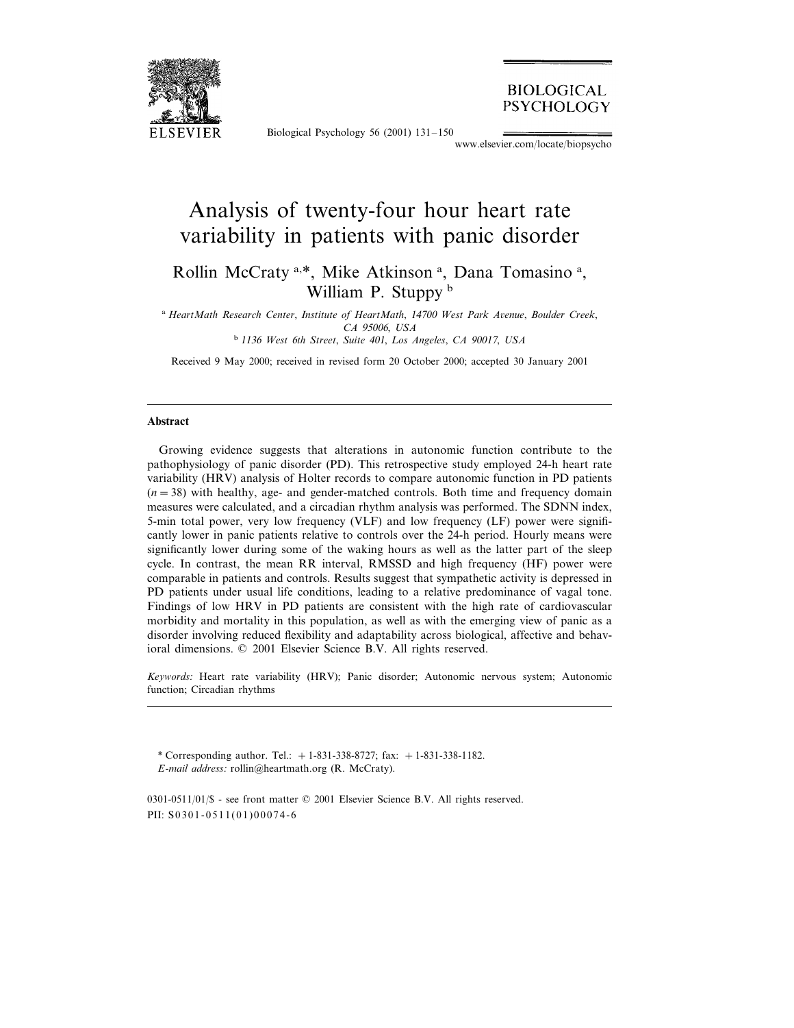# Analysis of twenty-four hour heart rate variability in patients with panic disorder

Rollin McCraty [a,*], Mike Atkinson [a], Dana Tomasino [a], William P. Stuppy [b]

[a] *HeartMath Research Center, Institute of HeartMath, 14700 West Park Avenue, Boulder Creek, CA 95006, USA*

[b] *1136 West 6th Street, Suite 401, Los Angeles, CA 90017, USA*

Received 9 May 2000; received in revised form 20 October 2000; accepted 30 January 2001

---

## Abstract

Growing evidence suggests that alterations in autonomic function contribute to the pathophysiology of panic disorder (PD). This retrospective study employed 24-h heart rate variability (HRV) analysis of Holter records to compare autonomic function in PD patients ($n = 38$) with healthy, age- and gender-matched controls. Both time and frequency domain measures were calculated, and a circadian rhythm analysis was performed. The SDNN index, 5-min total power, very low frequency (VLF) and low frequency (LF) power were significantly lower in panic patients relative to controls over the 24-h period. Hourly means were significantly lower during some of the waking hours as well as the latter part of the sleep cycle. In contrast, the mean RR interval, RMSSD and high frequency (HF) power were comparable in patients and controls. Results suggest that sympathetic activity is depressed in PD patients under usual life conditions, leading to a relative predominance of vagal tone. Findings of low HRV in PD patients are consistent with the high rate of cardiovascular morbidity and mortality in this population, as well as with the emerging view of panic as a disorder involving reduced flexibility and adaptability across biological, affective and behavioral dimensions. © 2001 Elsevier Science B.V. All rights reserved.

*Keywords:* Heart rate variability (HRV); Panic disorder; Autonomic nervous system; Autonomic function; Circadian rhythms

---

\* Corresponding author. Tel.: +1-831-338-8727; fax: +1-831-338-1182.
*E-mail address:* rollin@heartmath.org (R. McCraty).

0301-0511/01/$ - see front matter © 2001 Elsevier Science B.V. All rights reserved.
PII: S0301-0511(01)00074-6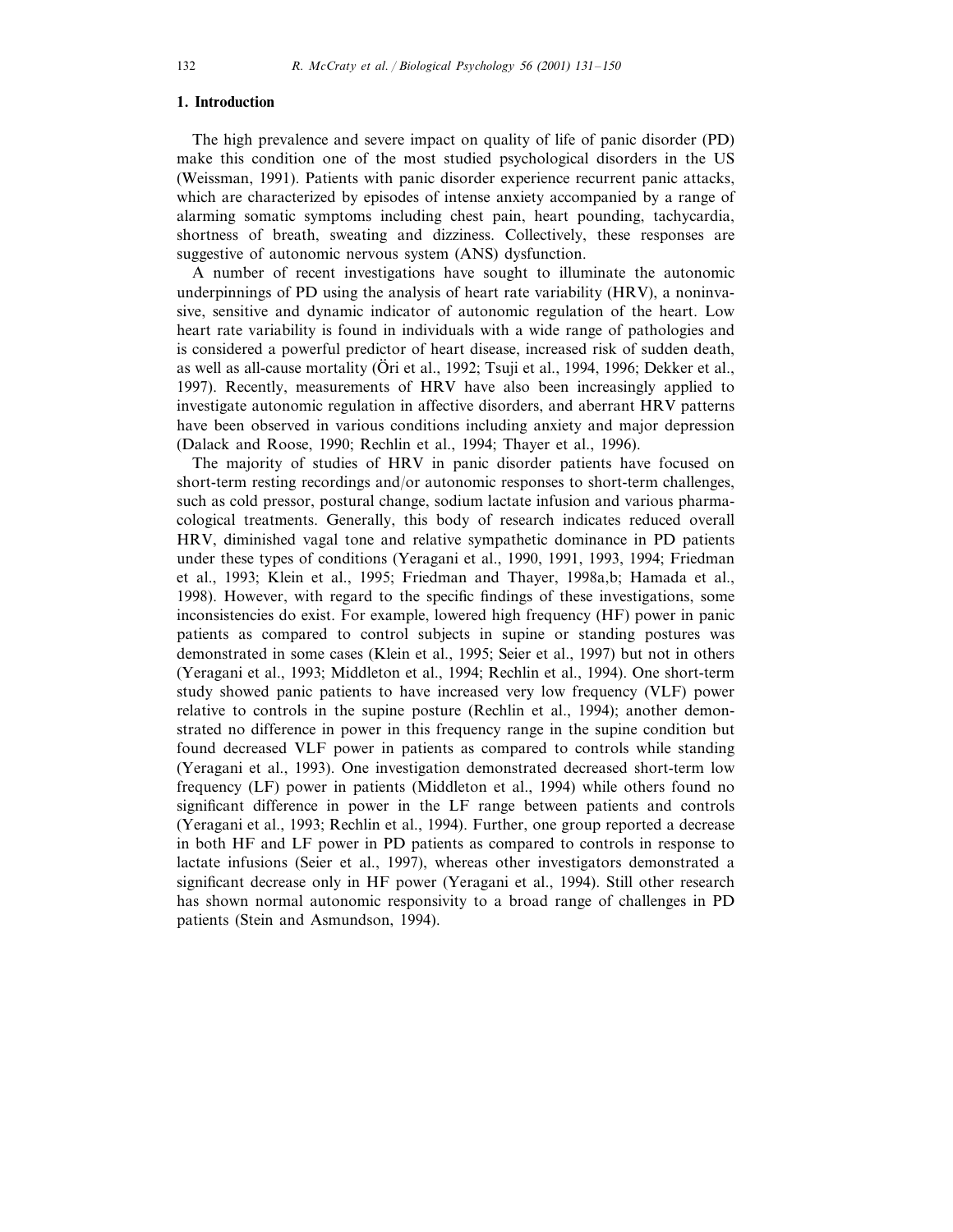## 1. Introduction

The high prevalence and severe impact on quality of life of panic disorder (PD) make this condition one of the most studied psychological disorders in the US (Weissman, 1991). Patients with panic disorder experience recurrent panic attacks, which are characterized by episodes of intense anxiety accompanied by a range of alarming somatic symptoms including chest pain, heart pounding, tachycardia, shortness of breath, sweating and dizziness. Collectively, these responses are suggestive of autonomic nervous system (ANS) dysfunction.

A number of recent investigations have sought to illuminate the autonomic underpinnings of PD using the analysis of heart rate variability (HRV), a noninvasive, sensitive and dynamic indicator of autonomic regulation of the heart. Low heart rate variability is found in individuals with a wide range of pathologies and is considered a powerful predictor of heart disease, increased risk of sudden death, as well as all-cause mortality (Öri et al., 1992; Tsuji et al., 1994, 1996; Dekker et al., 1997). Recently, measurements of HRV have also been increasingly applied to investigate autonomic regulation in affective disorders, and aberrant HRV patterns have been observed in various conditions including anxiety and major depression (Dalack and Roose, 1990; Rechlin et al., 1994; Thayer et al., 1996).

The majority of studies of HRV in panic disorder patients have focused on short-term resting recordings and/or autonomic responses to short-term challenges, such as cold pressor, postural change, sodium lactate infusion and various pharmacological treatments. Generally, this body of research indicates reduced overall HRV, diminished vagal tone and relative sympathetic dominance in PD patients under these types of conditions (Yeragani et al., 1990, 1991, 1993, 1994; Friedman et al., 1993; Klein et al., 1995; Friedman and Thayer, 1998a,b; Hamada et al., 1998). However, with regard to the specific findings of these investigations, some inconsistencies do exist. For example, lowered high frequency (HF) power in panic patients as compared to control subjects in supine or standing postures was demonstrated in some cases (Klein et al., 1995; Seier et al., 1997) but not in others (Yeragani et al., 1993; Middleton et al., 1994; Rechlin et al., 1994). One short-term study showed panic patients to have increased very low frequency (VLF) power relative to controls in the supine posture (Rechlin et al., 1994); another demonstrated no difference in power in this frequency range in the supine condition but found decreased VLF power in patients as compared to controls while standing (Yeragani et al., 1993). One investigation demonstrated decreased short-term low frequency (LF) power in patients (Middleton et al., 1994) while others found no significant difference in power in the LF range between patients and controls (Yeragani et al., 1993; Rechlin et al., 1994). Further, one group reported a decrease in both HF and LF power in PD patients as compared to controls in response to lactate infusions (Seier et al., 1997), whereas other investigators demonstrated a significant decrease only in HF power (Yeragani et al., 1994). Still other research has shown normal autonomic responsivity to a broad range of challenges in PD patients (Stein and Asmundson, 1994).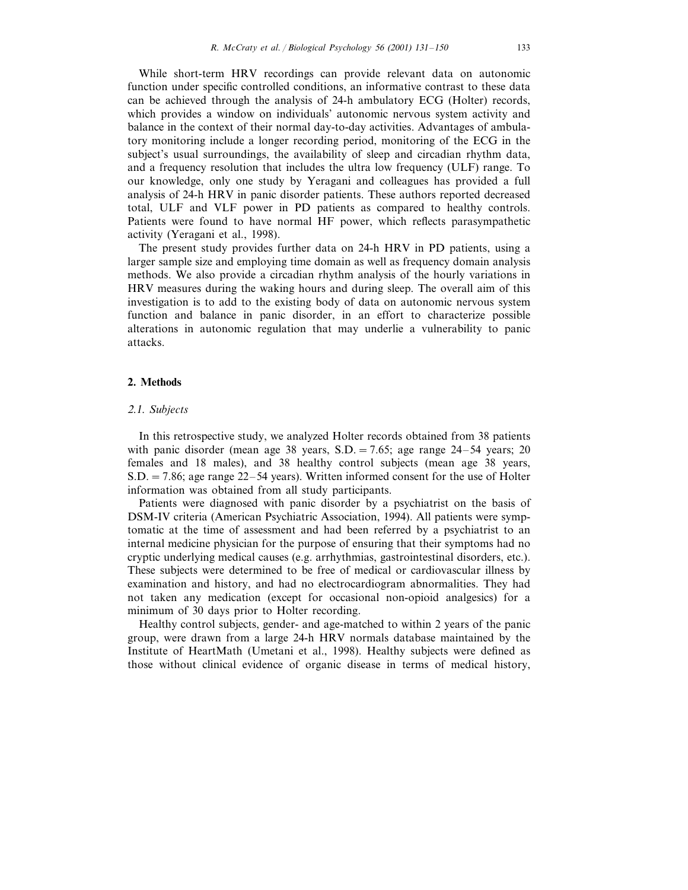While short-term HRV recordings can provide relevant data on autonomic function under specific controlled conditions, an informative contrast to these data can be achieved through the analysis of 24-h ambulatory ECG (Holter) records, which provides a window on individuals' autonomic nervous system activity and balance in the context of their normal day-to-day activities. Advantages of ambulatory monitoring include a longer recording period, monitoring of the ECG in the subject's usual surroundings, the availability of sleep and circadian rhythm data, and a frequency resolution that includes the ultra low frequency (ULF) range. To our knowledge, only one study by Yeragani and colleagues has provided a full analysis of 24-h HRV in panic disorder patients. These authors reported decreased total, ULF and VLF power in PD patients as compared to healthy controls. Patients were found to have normal HF power, which reflects parasympathetic activity (Yeragani et al., 1998).

The present study provides further data on 24-h HRV in PD patients, using a larger sample size and employing time domain as well as frequency domain analysis methods. We also provide a circadian rhythm analysis of the hourly variations in HRV measures during the waking hours and during sleep. The overall aim of this investigation is to add to the existing body of data on autonomic nervous system function and balance in panic disorder, in an effort to characterize possible alterations in autonomic regulation that may underlie a vulnerability to panic attacks.

## 2. Methods

### *2.1. Subjects*

In this retrospective study, we analyzed Holter records obtained from 38 patients with panic disorder (mean age 38 years, S.D. = 7.65; age range 24–54 years; 20 females and 18 males), and 38 healthy control subjects (mean age 38 years, S.D. = 7.86; age range 22–54 years). Written informed consent for the use of Holter information was obtained from all study participants.

Patients were diagnosed with panic disorder by a psychiatrist on the basis of DSM-IV criteria (American Psychiatric Association, 1994). All patients were symptomatic at the time of assessment and had been referred by a psychiatrist to an internal medicine physician for the purpose of ensuring that their symptoms had no cryptic underlying medical causes (e.g. arrhythmias, gastrointestinal disorders, etc.). These subjects were determined to be free of medical or cardiovascular illness by examination and history, and had no electrocardiogram abnormalities. They had not taken any medication (except for occasional non-opioid analgesics) for a minimum of 30 days prior to Holter recording.

Healthy control subjects, gender- and age-matched to within 2 years of the panic group, were drawn from a large 24-h HRV normals database maintained by the Institute of HeartMath (Umetani et al., 1998). Healthy subjects were defined as those without clinical evidence of organic disease in terms of medical history,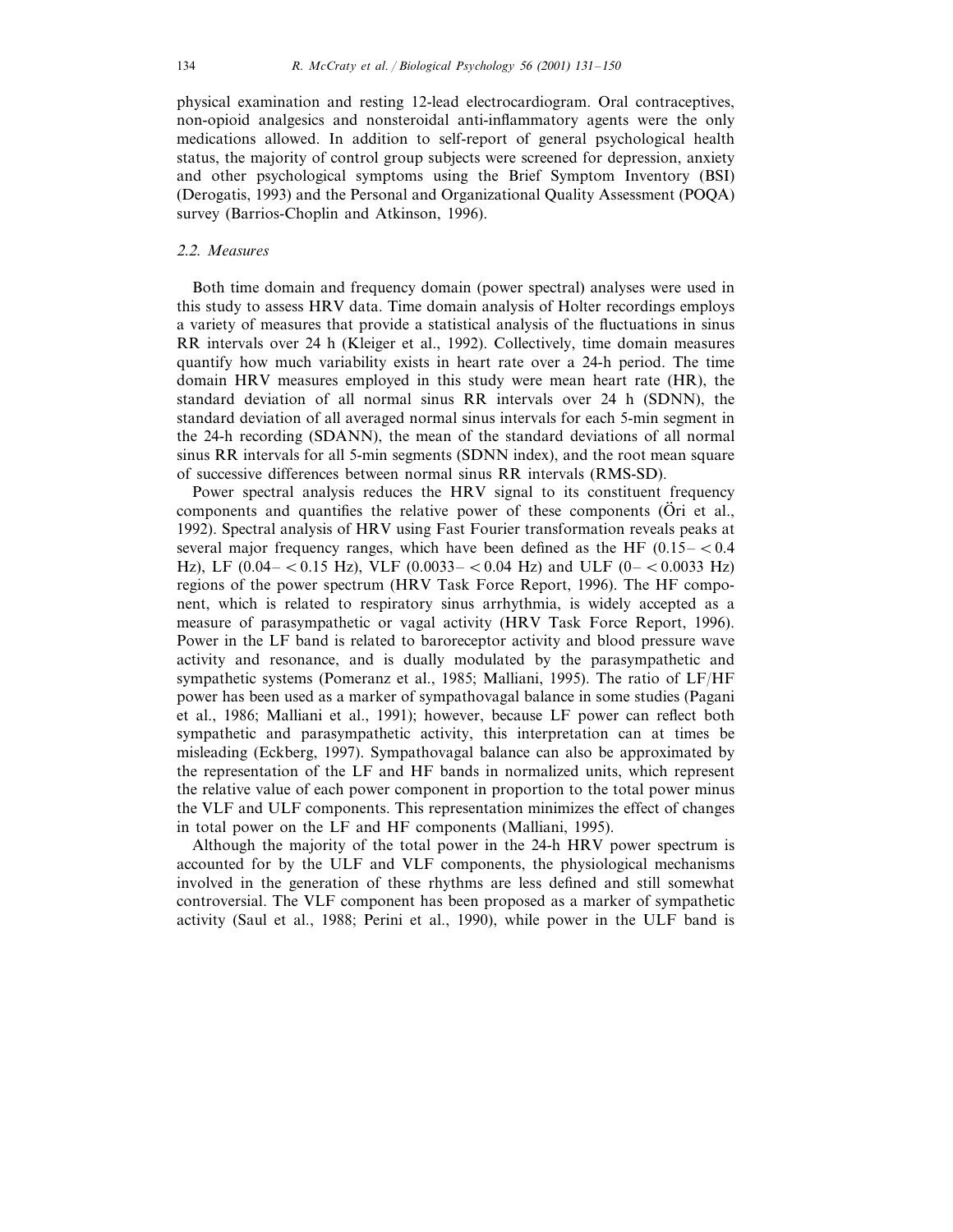physical examination and resting 12-lead electrocardiogram. Oral contraceptives, non-opioid analgesics and nonsteroidal anti-inflammatory agents were the only medications allowed. In addition to self-report of general psychological health status, the majority of control group subjects were screened for depression, anxiety and other psychological symptoms using the Brief Symptom Inventory (BSI) (Derogatis, 1993) and the Personal and Organizational Quality Assessment (POQA) survey (Barrios-Choplin and Atkinson, 1996).

### *2.2. Measures*

Both time domain and frequency domain (power spectral) analyses were used in this study to assess HRV data. Time domain analysis of Holter recordings employs a variety of measures that provide a statistical analysis of the fluctuations in sinus RR intervals over 24 h (Kleiger et al., 1992). Collectively, time domain measures quantify how much variability exists in heart rate over a 24-h period. The time domain HRV measures employed in this study were mean heart rate (HR), the standard deviation of all normal sinus RR intervals over 24 h (SDNN), the standard deviation of all averaged normal sinus intervals for each 5-min segment in the 24-h recording (SDANN), the mean of the standard deviations of all normal sinus RR intervals for all 5-min segments (SDNN index), and the root mean square of successive differences between normal sinus RR intervals (RMS-SD).

Power spectral analysis reduces the HRV signal to its constituent frequency components and quantifies the relative power of these components (Öri et al., 1992). Spectral analysis of HRV using Fast Fourier transformation reveals peaks at several major frequency ranges, which have been defined as the HF (0.15– < 0.4 Hz), LF (0.04– < 0.15 Hz), VLF (0.0033– < 0.04 Hz) and ULF (0– < 0.0033 Hz) regions of the power spectrum (HRV Task Force Report, 1996). The HF component, which is related to respiratory sinus arrhythmia, is widely accepted as a measure of parasympathetic or vagal activity (HRV Task Force Report, 1996). Power in the LF band is related to baroreceptor activity and blood pressure wave activity and resonance, and is dually modulated by the parasympathetic and sympathetic systems (Pomeranz et al., 1985; Malliani, 1995). The ratio of LF/HF power has been used as a marker of sympathovagal balance in some studies (Pagani et al., 1986; Malliani et al., 1991); however, because LF power can reflect both sympathetic and parasympathetic activity, this interpretation can at times be misleading (Eckberg, 1997). Sympathovagal balance can also be approximated by the representation of the LF and HF bands in normalized units, which represent the relative value of each power component in proportion to the total power minus the VLF and ULF components. This representation minimizes the effect of changes in total power on the LF and HF components (Malliani, 1995).

Although the majority of the total power in the 24-h HRV power spectrum is accounted for by the ULF and VLF components, the physiological mechanisms involved in the generation of these rhythms are less defined and still somewhat controversial. The VLF component has been proposed as a marker of sympathetic activity (Saul et al., 1988; Perini et al., 1990), while power in the ULF band is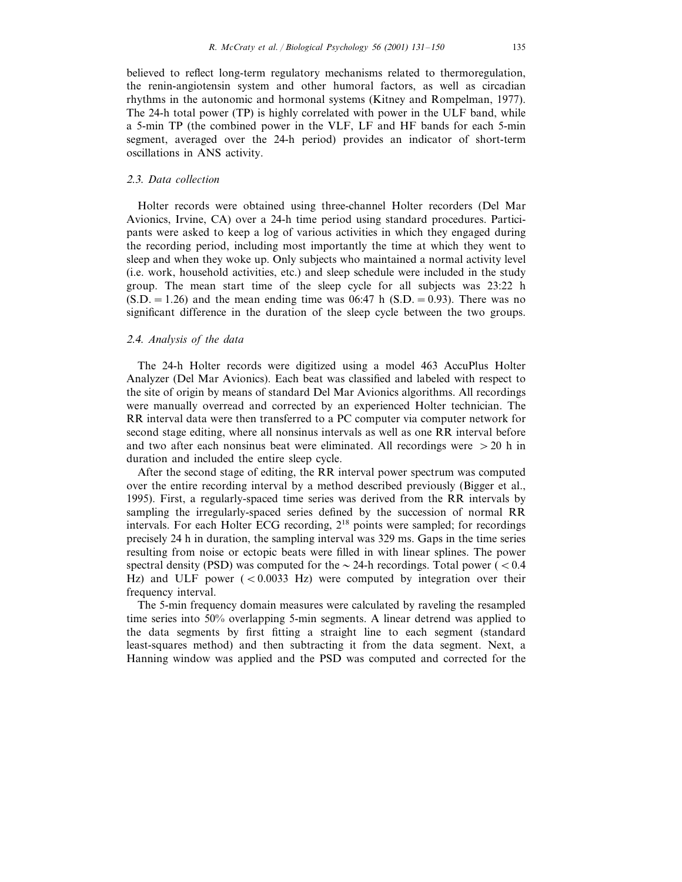believed to reflect long-term regulatory mechanisms related to thermoregulation, the renin-angiotensin system and other humoral factors, as well as circadian rhythms in the autonomic and hormonal systems (Kitney and Rompelman, 1977). The 24-h total power (TP) is highly correlated with power in the ULF band, while a 5-min TP (the combined power in the VLF, LF and HF bands for each 5-min segment, averaged over the 24-h period) provides an indicator of short-term oscillations in ANS activity.

### *2.3. Data collection*

Holter records were obtained using three-channel Holter recorders (Del Mar Avionics, Irvine, CA) over a 24-h time period using standard procedures. Participants were asked to keep a log of various activities in which they engaged during the recording period, including most importantly the time at which they went to sleep and when they woke up. Only subjects who maintained a normal activity level (i.e. work, household activities, etc.) and sleep schedule were included in the study group. The mean start time of the sleep cycle for all subjects was 23:22 h (S.D. = 1.26) and the mean ending time was 06:47 h (S.D. = 0.93). There was no significant difference in the duration of the sleep cycle between the two groups.

### *2.4. Analysis of the data*

The 24-h Holter records were digitized using a model 463 AccuPlus Holter Analyzer (Del Mar Avionics). Each beat was classified and labeled with respect to the site of origin by means of standard Del Mar Avionics algorithms. All recordings were manually overread and corrected by an experienced Holter technician. The RR interval data were then transferred to a PC computer via computer network for second stage editing, where all nonsinus intervals as well as one RR interval before and two after each nonsinus beat were eliminated. All recordings were $> 20$ h in duration and included the entire sleep cycle.

After the second stage of editing, the RR interval power spectrum was computed over the entire recording interval by a method described previously (Bigger et al., 1995). First, a regularly-spaced time series was derived from the RR intervals by sampling the irregularly-spaced series defined by the succession of normal RR intervals. For each Holter ECG recording, $2^{18}$ points were sampled; for recordings precisely 24 h in duration, the sampling interval was 329 ms. Gaps in the time series resulting from noise or ectopic beats were filled in with linear splines. The power spectral density (PSD) was computed for the $\sim$ 24-h recordings. Total power ($< 0.4$ Hz) and ULF power ($< 0.0033$ Hz) were computed by integration over their frequency interval.

The 5-min frequency domain measures were calculated by raveling the resampled time series into 50% overlapping 5-min segments. A linear detrend was applied to the data segments by first fitting a straight line to each segment (standard least-squares method) and then subtracting it from the data segment. Next, a Hanning window was applied and the PSD was computed and corrected for the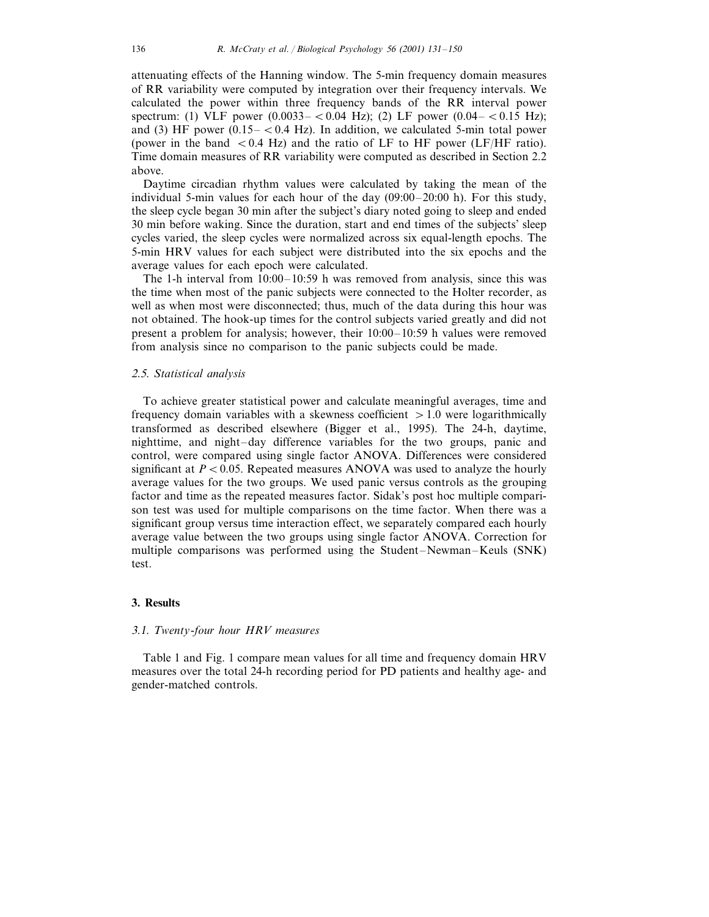attenuating effects of the Hanning window. The 5-min frequency domain measures of RR variability were computed by integration over their frequency intervals. We calculated the power within three frequency bands of the RR interval power spectrum: (1) VLF power (0.0033– $<0.04$ Hz); (2) LF power (0.04– $<0.15$ Hz); and (3) HF power (0.15– $<0.4$ Hz). In addition, we calculated 5-min total power (power in the band $<0.4$ Hz) and the ratio of LF to HF power (LF/HF ratio). Time domain measures of RR variability were computed as described in Section 2.2 above.

Daytime circadian rhythm values were calculated by taking the mean of the individual 5-min values for each hour of the day (09:00–20:00 h). For this study, the sleep cycle began 30 min after the subject's diary noted going to sleep and ended 30 min before waking. Since the duration, start and end times of the subjects' sleep cycles varied, the sleep cycles were normalized across six equal-length epochs. The 5-min HRV values for each subject were distributed into the six epochs and the average values for each epoch were calculated.

The 1-h interval from 10:00–10:59 h was removed from analysis, since this was the time when most of the panic subjects were connected to the Holter recorder, as well as when most were disconnected; thus, much of the data during this hour was not obtained. The hook-up times for the control subjects varied greatly and did not present a problem for analysis; however, their 10:00–10:59 h values were removed from analysis since no comparison to the panic subjects could be made.

### *2.5. Statistical analysis*

To achieve greater statistical power and calculate meaningful averages, time and frequency domain variables with a skewness coefficient $>1.0$ were logarithmically transformed as described elsewhere (Bigger et al., 1995). The 24-h, daytime, nighttime, and night–day difference variables for the two groups, panic and control, were compared using single factor ANOVA. Differences were considered significant at $P<0.05$. Repeated measures ANOVA was used to analyze the hourly average values for the two groups. We used panic versus controls as the grouping factor and time as the repeated measures factor. Sidak's post hoc multiple comparison test was used for multiple comparisons on the time factor. When there was a significant group versus time interaction effect, we separately compared each hourly average value between the two groups using single factor ANOVA. Correction for multiple comparisons was performed using the Student–Newman–Keuls (SNK) test.

## 3. Results

### *3.1. Twenty-four hour HRV measures*

Table 1 and Fig. 1 compare mean values for all time and frequency domain HRV measures over the total 24-h recording period for PD patients and healthy age- and gender-matched controls.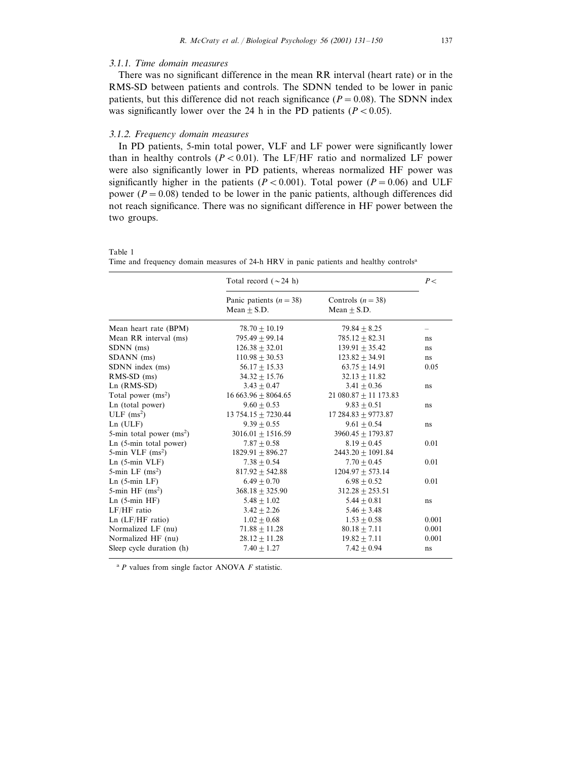### 3.1.1. Time domain measures

There was no significant difference in the mean RR interval (heart rate) or in the RMS-SD between patients and controls. The SDNN tended to be lower in panic patients, but this difference did not reach significance ($P = 0.08$). The SDNN index was significantly lower over the 24 h in the PD patients ($P < 0.05$).

### 3.1.2. Frequency domain measures

In PD patients, 5-min total power, VLF and LF power were significantly lower than in healthy controls ($P < 0.01$). The LF/HF ratio and normalized LF power were also significantly lower in PD patients, whereas normalized HF power was significantly higher in the patients ($P < 0.001$). Total power ($P = 0.06$) and ULF power ($P = 0.08$) tended to be lower in the panic patients, although differences did not reach significance. There was no significant difference in HF power between the two groups.

Table 1
Time and frequency domain measures of 24-h HRV in panic patients and healthy controls[a]

| | Total record (~24 h) | | $P<$ |
|---|---|---|---|
| | Panic patients ($n = 38$) Mean ± S.D. | Controls ($n = 38$) Mean ± S.D. | |
| Mean heart rate (BPM) | 78.70 ± 10.19 | 79.84 ± 8.25 | – |
| Mean RR interval (ms) | 795.49 ± 99.14 | 785.12 ± 82.31 | ns |
| SDNN (ms) | 126.38 ± 32.01 | 139.91 ± 35.42 | ns |
| SDANN (ms) | 110.98 ± 30.53 | 123.82 ± 34.91 | ns |
| SDNN index (ms) | 56.17 ± 15.33 | 63.75 ± 14.91 | 0.05 |
| RMS-SD (ms) | 34.32 ± 15.76 | 32.13 ± 11.82 | |
| Ln (RMS-SD) | 3.43 ± 0.47 | 3.41 ± 0.36 | ns |
| Total power ($ms^2$) | 16 663.96 ± 8064.65 | 21 080.87 ± 11 173.83 | |
| Ln (total power) | 9.60 ± 0.53 | 9.83 ± 0.51 | ns |
| ULF ($ms^2$) | 13 754.15 ± 7230.44 | 17 284.83 ± 9773.87 | |
| Ln (ULF) | 9.39 ± 0.55 | 9.61 ± 0.54 | ns |
| 5-min total power ($ms^2$) | 3016.01 ± 1516.59 | 3960.45 ± 1793.87 | |
| Ln (5-min total power) | 7.87 ± 0.58 | 8.19 ± 0.45 | 0.01 |
| 5-min VLF ($ms^2$) | 1829.91 ± 896.27 | 2443.20 ± 1091.84 | |
| Ln (5-min VLF) | 7.38 ± 0.54 | 7.70 ± 0.45 | 0.01 |
| 5-min LF ($ms^2$) | 817.92 ± 542.88 | 1204.97 ± 573.14 | |
| Ln (5-min LF) | 6.49 ± 0.70 | 6.98 ± 0.52 | 0.01 |
| 5-min HF ($ms^2$) | 368.18 ± 325.90 | 312.28 ± 253.51 | |
| Ln (5-min HF) | 5.48 ± 1.02 | 5.44 ± 0.81 | ns |
| LF/HF ratio | 3.42 ± 2.26 | 5.46 ± 3.48 | |
| Ln (LF/HF ratio) | 1.02 ± 0.68 | 1.53 ± 0.58 | 0.001 |
| Normalized LF (nu) | 71.88 ± 11.28 | 80.18 ± 7.11 | 0.001 |
| Normalized HF (nu) | 28.12 ± 11.28 | 19.82 ± 7.11 | 0.001 |
| Sleep cycle duration (h) | 7.40 ± 1.27 | 7.42 ± 0.94 | ns |

[a] $P$ values from single factor ANOVA $F$ statistic.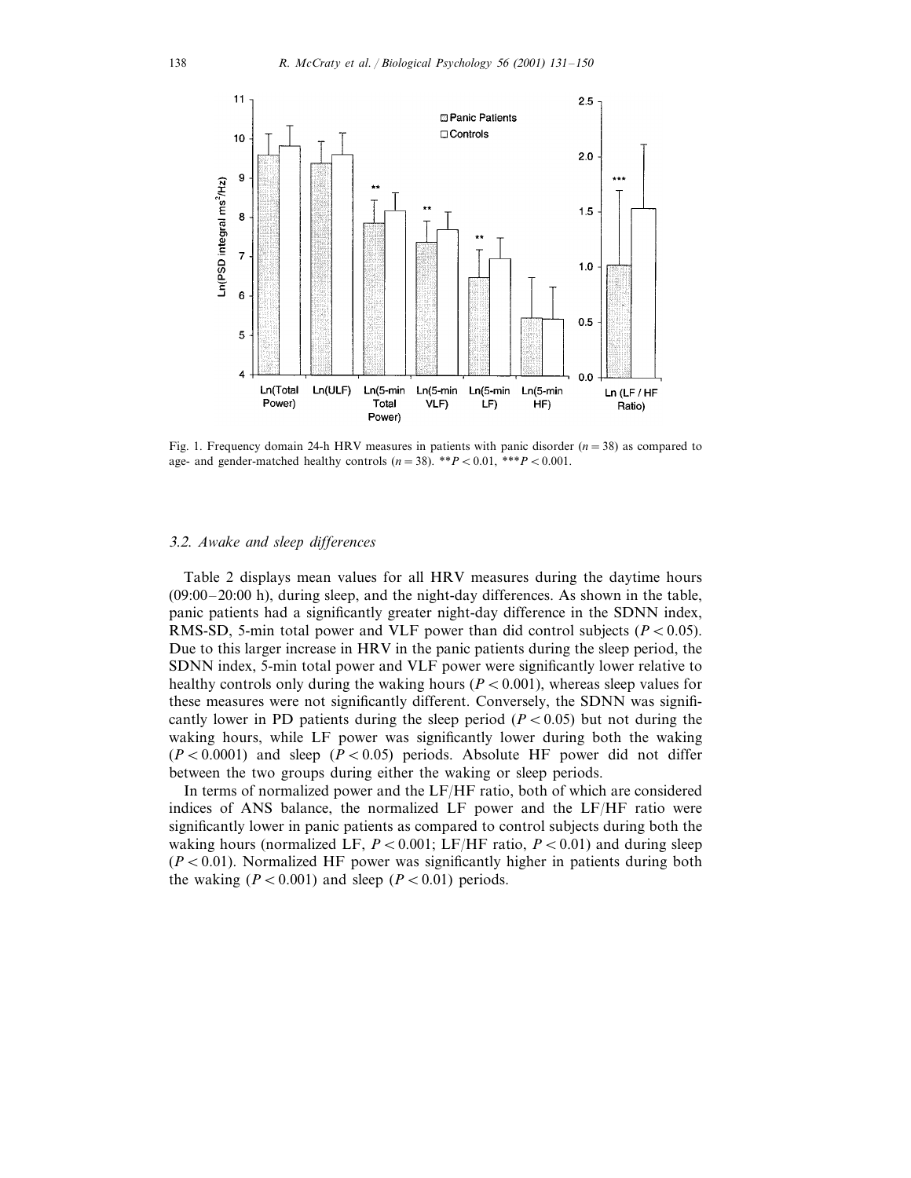Fig. 1. Frequency domain 24-h HRV measures in patients with panic disorder ($n = 38$) as compared to age- and gender-matched healthy controls ($n = 38$). $^{**}P < 0.01$, $^{***}P < 0.001$.

### 3.2. Awake and sleep differences

Table 2 displays mean values for all HRV measures during the daytime hours (09:00–20:00 h), during sleep, and the night-day differences. As shown in the table, panic patients had a significantly greater night-day difference in the SDNN index, RMS-SD, 5-min total power and VLF power than did control subjects ($P < 0.05$). Due to this larger increase in HRV in the panic patients during the sleep period, the SDNN index, 5-min total power and VLF power were significantly lower relative to healthy controls only during the waking hours ($P < 0.001$), whereas sleep values for these measures were not significantly different. Conversely, the SDNN was significantly lower in PD patients during the sleep period ($P < 0.05$) but not during the waking hours, while LF power was significantly lower during both the waking ($P < 0.0001$) and sleep ($P < 0.05$) periods. Absolute HF power did not differ between the two groups during either the waking or sleep periods.

In terms of normalized power and the LF/HF ratio, both of which are considered indices of ANS balance, the normalized LF power and the LF/HF ratio were significantly lower in panic patients as compared to control subjects during both the waking hours (normalized LF, $P < 0.001$; LF/HF ratio, $P < 0.01$) and during sleep ($P < 0.01$). Normalized HF power was significantly higher in patients during both the waking ($P < 0.001$) and sleep ($P < 0.01$) periods.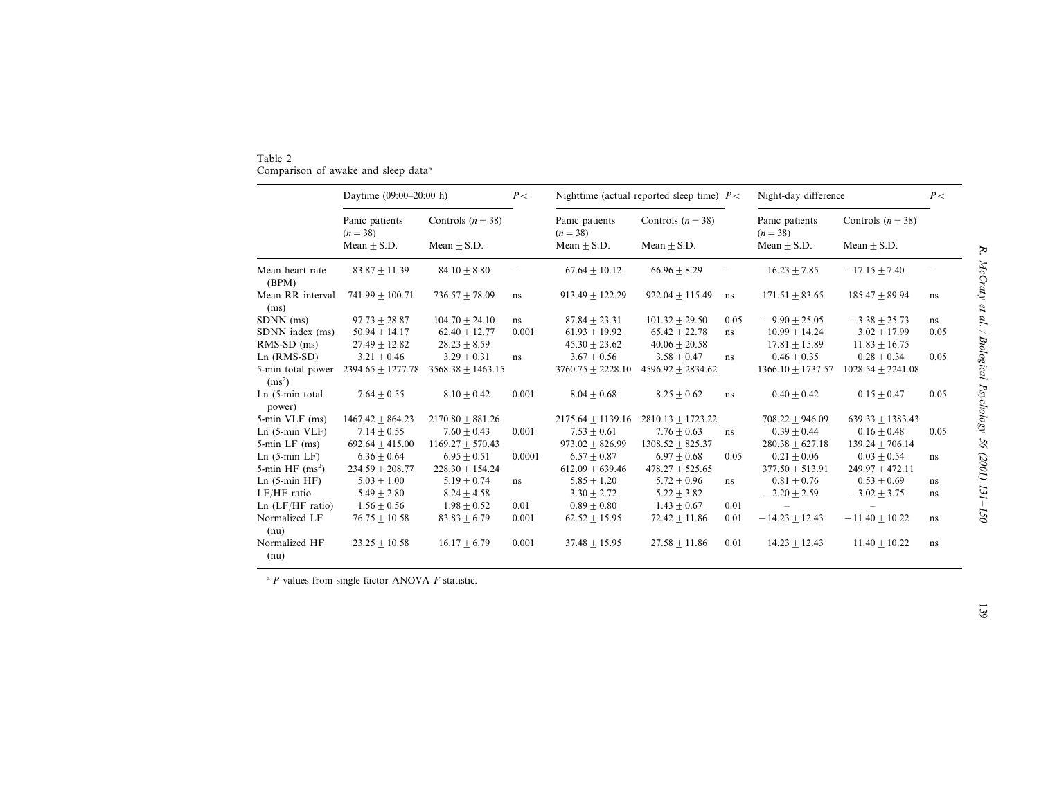Table 2
Comparison of awake and sleep data[a]

| | Daytime (09:00–20:00 h) | | $P<$ | Nighttime (actual reported sleep time) | | $P<$ | Night-day difference | | $P<$ |
|---|---|---|---|---|---|---|---|---|---|
| | Panic patients ($n=38$) | Controls ($n=38$) | | Panic patients ($n=38$) | Controls ($n=38$) | | Panic patients ($n=38$) | Controls ($n=38$) | |
| | Mean ± S.D. | Mean ± S.D. | | Mean ± S.D. | Mean ± S.D. | | Mean ± S.D. | Mean ± S.D. | |
| Mean heart rate (BPM) | 83.87 ± 11.39 | 84.10 ± 8.80 | – | 67.64 ± 10.12 | 66.96 ± 8.29 | – | −16.23 ± 7.85 | −17.15 ± 7.40 | – |
| Mean RR interval (ms) | 741.99 ± 100.71 | 736.57 ± 78.09 | ns | 913.49 ± 122.29 | 922.04 ± 115.49 | ns | 171.51 ± 83.65 | 185.47 ± 89.94 | ns |
| SDNN (ms) | 97.73 ± 28.87 | 104.70 ± 24.10 | ns | 87.84 ± 23.31 | 101.32 ± 29.50 | 0.05 | −9.90 ± 25.05 | −3.38 ± 25.73 | ns |
| SDNN index (ms) | 50.94 ± 14.17 | 62.40 ± 12.77 | 0.001 | 61.93 ± 19.92 | 65.42 ± 22.78 | ns | 10.99 ± 14.24 | 3.02 ± 17.99 | 0.05 |
| RMS-SD (ms) | 27.49 ± 12.82 | 28.23 ± 8.59 | | 45.30 ± 23.62 | 40.06 ± 20.58 | | 17.81 ± 15.89 | 11.83 ± 16.75 | |
| Ln (RMS-SD) | 3.21 ± 0.46 | 3.29 ± 0.31 | ns | 3.67 ± 0.56 | 3.58 ± 0.47 | ns | 0.46 ± 0.35 | 0.28 ± 0.34 | 0.05 |
| 5-min total power ($ms^2$) | 2394.65 ± 1277.78 | 3568.38 ± 1463.15 | | 3760.75 ± 2228.10 | 4596.92 ± 2834.62 | | 1366.10 ± 1737.57 | 1028.54 ± 2241.08 | |
| Ln (5-min total power) | 7.64 ± 0.55 | 8.10 ± 0.42 | 0.001 | 8.04 ± 0.68 | 8.25 ± 0.62 | ns | 0.40 ± 0.42 | 0.15 ± 0.47 | 0.05 |
| 5-min VLF (ms) | 1467.42 ± 864.23 | 2170.80 ± 881.26 | | 2175.64 ± 1139.16 | 2810.13 ± 1723.22 | | 708.22 ± 946.09 | 639.33 ± 1383.43 | |
| Ln (5-min VLF) | 7.14 ± 0.55 | 7.60 ± 0.43 | 0.001 | 7.53 ± 0.61 | 7.76 ± 0.63 | ns | 0.39 ± 0.44 | 0.16 ± 0.48 | 0.05 |
| 5-min LF (ms) | 692.64 ± 415.00 | 1169.27 ± 570.43 | | 973.02 ± 826.99 | 1308.52 ± 825.37 | | 280.38 ± 627.18 | 139.24 ± 706.14 | |
| Ln (5-min LF) | 6.36 ± 0.64 | 6.95 ± 0.51 | 0.0001 | 6.57 ± 0.87 | 6.97 ± 0.68 | 0.05 | 0.21 ± 0.06 | 0.03 ± 0.54 | ns |
| 5-min HF ($ms^2$) | 234.59 ± 208.77 | 228.30 ± 154.24 | | 612.09 ± 639.46 | 478.27 ± 525.65 | | 377.50 ± 513.91 | 249.97 ± 472.11 | |
| Ln (5-min HF) | 5.03 ± 1.00 | 5.19 ± 0.74 | ns | 5.85 ± 1.20 | 5.72 ± 0.96 | ns | 0.81 ± 0.76 | 0.53 ± 0.69 | ns |
| LF/HF ratio | 5.49 ± 2.80 | 8.24 ± 4.58 | | 3.30 ± 2.72 | 5.22 ± 3.82 | | −2.20 ± 2.59 | −3.02 ± 3.75 | ns |
| Ln (LF/HF ratio) | 1.56 ± 0.56 | 1.98 ± 0.52 | 0.01 | 0.89 ± 0.80 | 1.43 ± 0.67 | 0.01 | – | – | |
| Normalized LF (nu) | 76.75 ± 10.58 | 83.83 ± 6.79 | 0.001 | 62.52 ± 15.95 | 72.42 ± 11.86 | 0.01 | −14.23 ± 12.43 | −11.40 ± 10.22 | ns |
| Normalized HF (nu) | 23.25 ± 10.58 | 16.17 ± 6.79 | 0.001 | 37.48 ± 15.95 | 27.58 ± 11.86 | 0.01 | 14.23 ± 12.43 | 11.40 ± 10.22 | ns |

[a] $P$ values from single factor ANOVA $F$ statistic.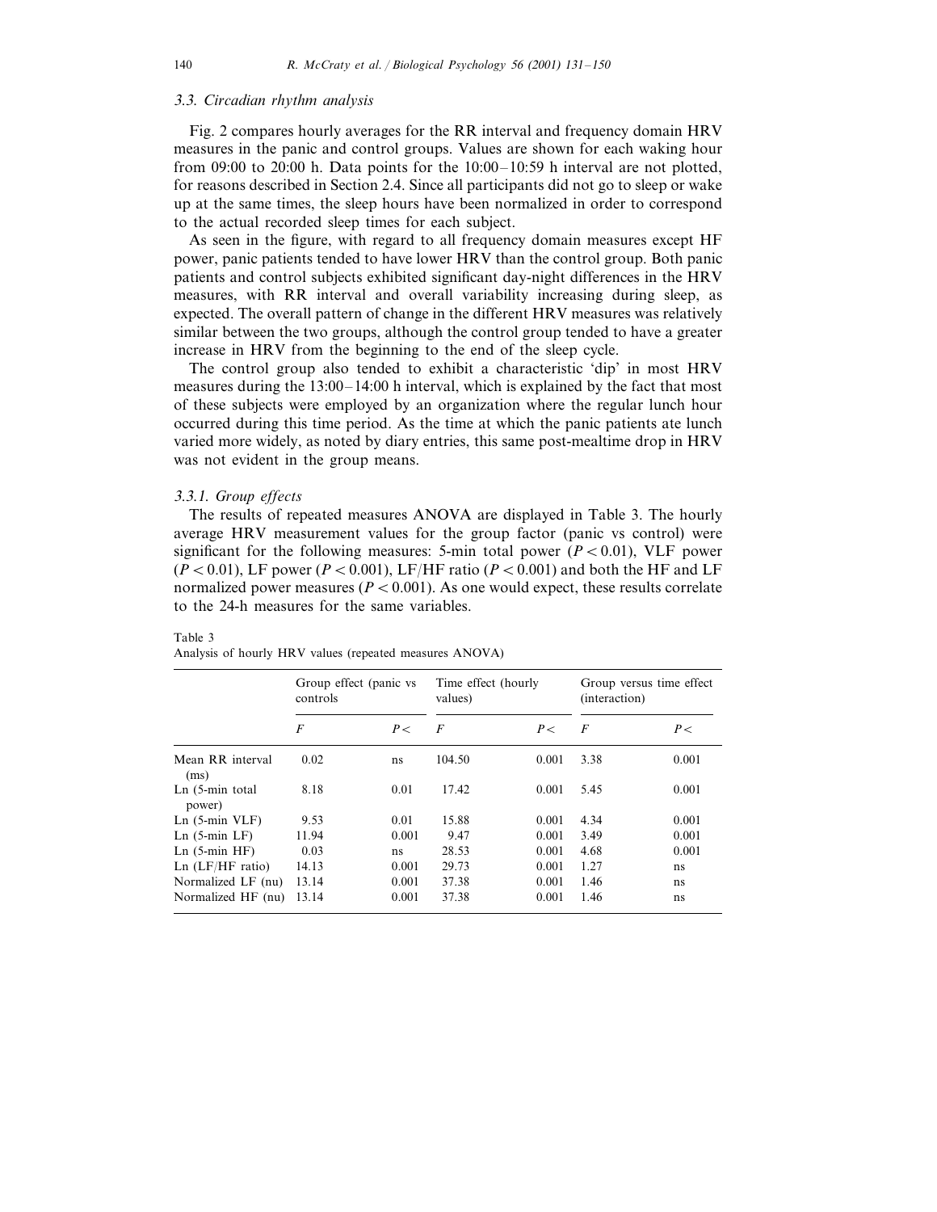### 3.3. Circadian rhythm analysis

Fig. 2 compares hourly averages for the RR interval and frequency domain HRV measures in the panic and control groups. Values are shown for each waking hour from 09:00 to 20:00 h. Data points for the 10:00–10:59 h interval are not plotted, for reasons described in Section 2.4. Since all participants did not go to sleep or wake up at the same times, the sleep hours have been normalized in order to correspond to the actual recorded sleep times for each subject.

As seen in the figure, with regard to all frequency domain measures except HF power, panic patients tended to have lower HRV than the control group. Both panic patients and control subjects exhibited significant day-night differences in the HRV measures, with RR interval and overall variability increasing during sleep, as expected. The overall pattern of change in the different HRV measures was relatively similar between the two groups, although the control group tended to have a greater increase in HRV from the beginning to the end of the sleep cycle.

The control group also tended to exhibit a characteristic 'dip' in most HRV measures during the 13:00–14:00 h interval, which is explained by the fact that most of these subjects were employed by an organization where the regular lunch hour occurred during this time period. As the time at which the panic patients ate lunch varied more widely, as noted by diary entries, this same post-mealtime drop in HRV was not evident in the group means.

#### 3.3.1. Group effects

The results of repeated measures ANOVA are displayed in Table 3. The hourly average HRV measurement values for the group factor (panic vs control) were significant for the following measures: 5-min total power ($P < 0.01$), VLF power ($P < 0.01$), LF power ($P < 0.001$), LF/HF ratio ($P < 0.001$) and both the HF and LF normalized power measures ($P < 0.001$). As one would expect, these results correlate to the 24-h measures for the same variables.

Table 3
Analysis of hourly HRV values (repeated measures ANOVA)

| | Group effect (panic vs controls | | Time effect (hourly values) | | Group versus time effect (interaction) | |
|---|---|---|---|---|---|---|
| | $F$ | $P <$ | $F$ | $P <$ | $F$ | $P <$ |
| Mean RR interval (ms) | 0.02 | ns | 104.50 | 0.001 | 3.38 | 0.001 |
| Ln (5-min total power) | 8.18 | 0.01 | 17.42 | 0.001 | 5.45 | 0.001 |
| Ln (5-min VLF) | 9.53 | 0.01 | 15.88 | 0.001 | 4.34 | 0.001 |
| Ln (5-min LF) | 11.94 | 0.001 | 9.47 | 0.001 | 3.49 | 0.001 |
| Ln (5-min HF) | 0.03 | ns | 28.53 | 0.001 | 4.68 | 0.001 |
| Ln (LF/HF ratio) | 14.13 | 0.001 | 29.73 | 0.001 | 1.27 | ns |
| Normalized LF (nu) | 13.14 | 0.001 | 37.38 | 0.001 | 1.46 | ns |
| Normalized HF (nu) | 13.14 | 0.001 | 37.38 | 0.001 | 1.46 | ns |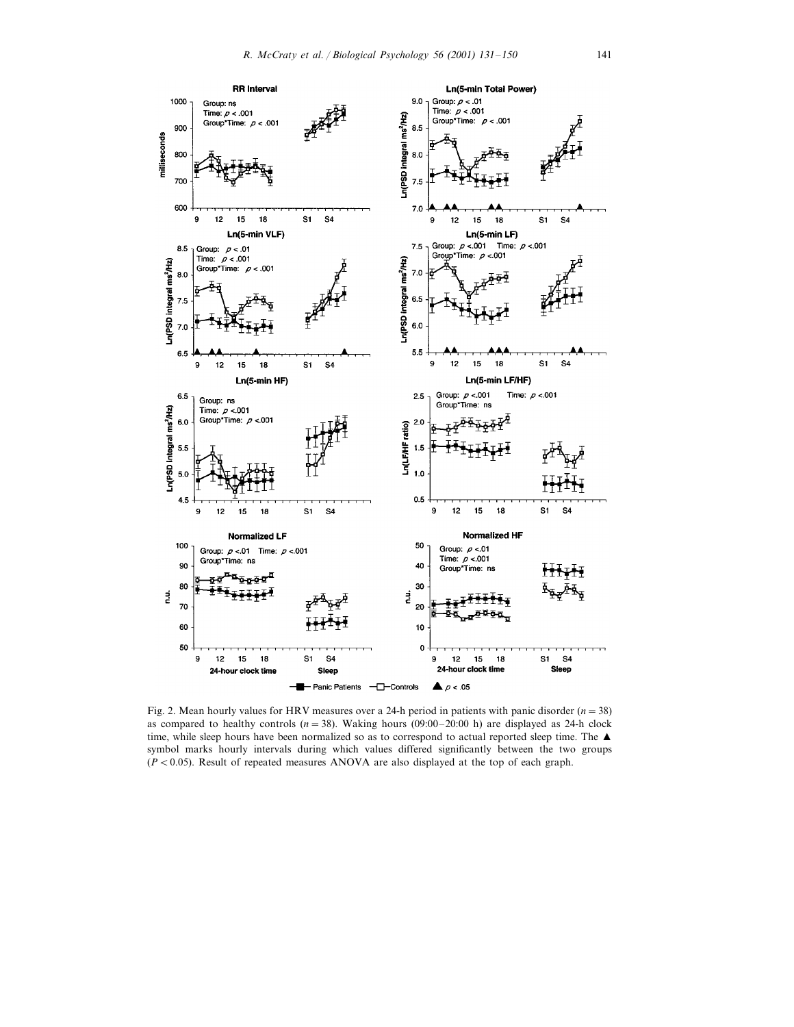Fig. 2. Mean hourly values for HRV measures over a 24-h period in patients with panic disorder ($n = 38$) as compared to healthy controls ($n = 38$). Waking hours (09:00–20:00 h) are displayed as 24-h clock time, while sleep hours have been normalized so as to correspond to actual reported sleep time. The ▲ symbol marks hourly intervals during which values differed significantly between the two groups ($P < 0.05$). Result of repeated measures ANOVA are also displayed at the top of each graph.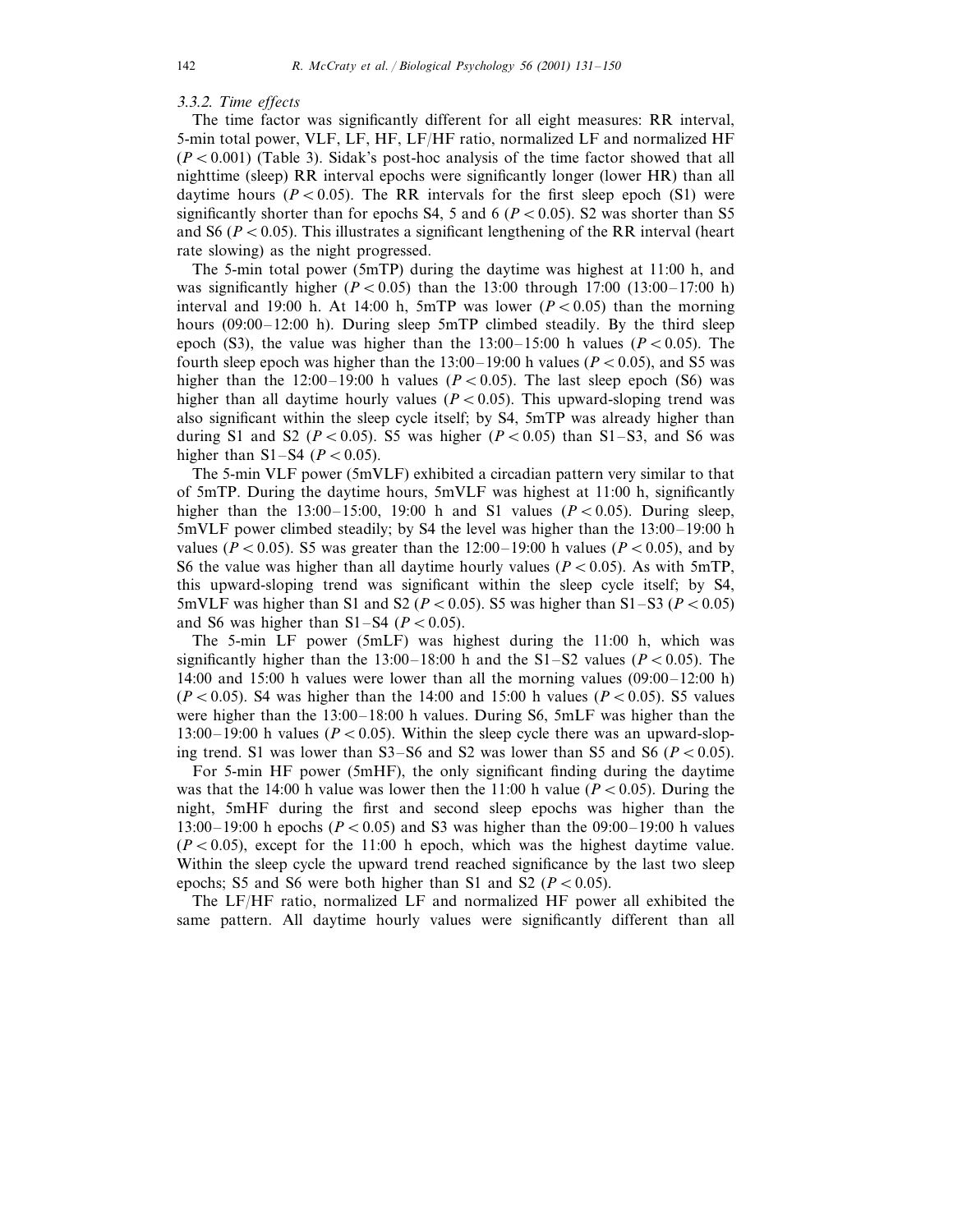### 3.3.2. Time effects

The time factor was significantly different for all eight measures: RR interval, 5-min total power, VLF, LF, HF, LF/HF ratio, normalized LF and normalized HF ($P < 0.001$) (Table 3). Sidak's post-hoc analysis of the time factor showed that all nighttime (sleep) RR interval epochs were significantly longer (lower HR) than all daytime hours ($P < 0.05$). The RR intervals for the first sleep epoch (S1) were significantly shorter than for epochs S4, 5 and 6 ($P < 0.05$). S2 was shorter than S5 and S6 ($P < 0.05$). This illustrates a significant lengthening of the RR interval (heart rate slowing) as the night progressed.

The 5-min total power (5mTP) during the daytime was highest at 11:00 h, and was significantly higher ($P < 0.05$) than the 13:00 through 17:00 (13:00–17:00 h) interval and 19:00 h. At 14:00 h, 5mTP was lower ($P < 0.05$) than the morning hours (09:00–12:00 h). During sleep 5mTP climbed steadily. By the third sleep epoch (S3), the value was higher than the 13:00–15:00 h values ($P < 0.05$). The fourth sleep epoch was higher than the 13:00–19:00 h values ($P < 0.05$), and S5 was higher than the 12:00–19:00 h values ($P < 0.05$). The last sleep epoch (S6) was higher than all daytime hourly values ($P < 0.05$). This upward-sloping trend was also significant within the sleep cycle itself; by S4, 5mTP was already higher than during S1 and S2 ($P < 0.05$). S5 was higher ($P < 0.05$) than S1–S3, and S6 was higher than S1–S4 ($P < 0.05$).

The 5-min VLF power (5mVLF) exhibited a circadian pattern very similar to that of 5mTP. During the daytime hours, 5mVLF was highest at 11:00 h, significantly higher than the 13:00–15:00, 19:00 h and S1 values ($P < 0.05$). During sleep, 5mVLF power climbed steadily; by S4 the level was higher than the 13:00–19:00 h values ($P < 0.05$). S5 was greater than the 12:00–19:00 h values ($P < 0.05$), and by S6 the value was higher than all daytime hourly values ($P < 0.05$). As with 5mTP, this upward-sloping trend was significant within the sleep cycle itself; by S4, 5mVLF was higher than S1 and S2 ($P < 0.05$). S5 was higher than S1–S3 ($P < 0.05$) and S6 was higher than S1–S4 ($P < 0.05$).

The 5-min LF power (5mLF) was highest during the 11:00 h, which was significantly higher than the 13:00–18:00 h and the S1–S2 values ($P < 0.05$). The 14:00 and 15:00 h values were lower than all the morning values (09:00–12:00 h) ($P < 0.05$). S4 was higher than the 14:00 and 15:00 h values ($P < 0.05$). S5 values were higher than the 13:00–18:00 h values. During S6, 5mLF was higher than the 13:00–19:00 h values ($P < 0.05$). Within the sleep cycle there was an upward-sloping trend. S1 was lower than S3–S6 and S2 was lower than S5 and S6 ($P < 0.05$).

For 5-min HF power (5mHF), the only significant finding during the daytime was that the 14:00 h value was lower then the 11:00 h value ($P < 0.05$). During the night, 5mHF during the first and second sleep epochs was higher than the 13:00–19:00 h epochs ($P < 0.05$) and S3 was higher than the 09:00–19:00 h values ($P < 0.05$), except for the 11:00 h epoch, which was the highest daytime value. Within the sleep cycle the upward trend reached significance by the last two sleep epochs; S5 and S6 were both higher than S1 and S2 ($P < 0.05$).

The LF/HF ratio, normalized LF and normalized HF power all exhibited the same pattern. All daytime hourly values were significantly different than all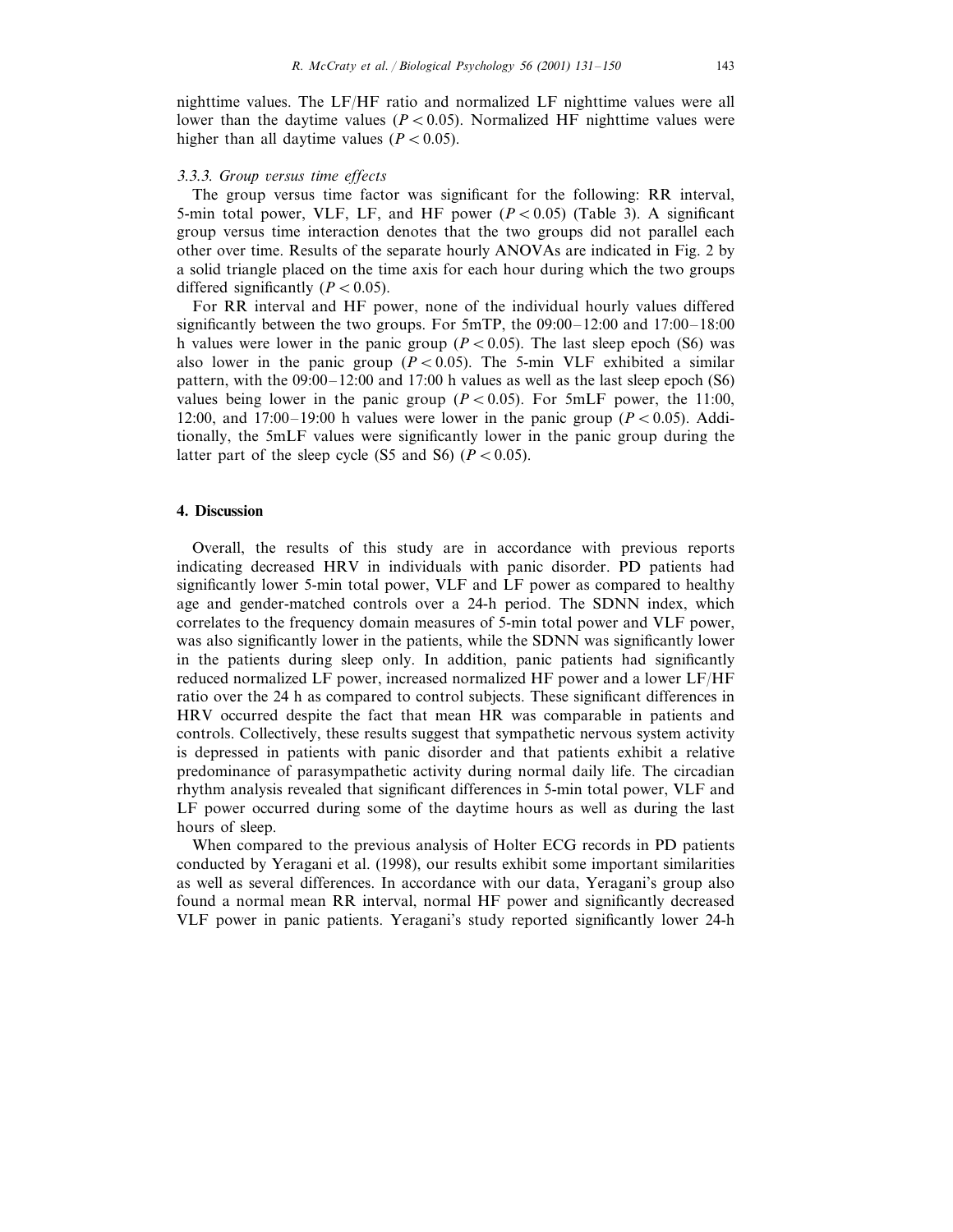nighttime values. The LF/HF ratio and normalized LF nighttime values were all lower than the daytime values ($P < 0.05$). Normalized HF nighttime values were higher than all daytime values ($P < 0.05$).

### *3.3.3. Group versus time effects*

The group versus time factor was significant for the following: RR interval, 5-min total power, VLF, LF, and HF power ($P < 0.05$) (Table 3). A significant group versus time interaction denotes that the two groups did not parallel each other over time. Results of the separate hourly ANOVAs are indicated in Fig. 2 by a solid triangle placed on the time axis for each hour during which the two groups differed significantly ($P < 0.05$).

For RR interval and HF power, none of the individual hourly values differed significantly between the two groups. For 5mTP, the 09:00–12:00 and 17:00–18:00 h values were lower in the panic group ($P < 0.05$). The last sleep epoch (S6) was also lower in the panic group ($P < 0.05$). The 5-min VLF exhibited a similar pattern, with the 09:00–12:00 and 17:00 h values as well as the last sleep epoch (S6) values being lower in the panic group ($P < 0.05$). For 5mLF power, the 11:00, 12:00, and 17:00–19:00 h values were lower in the panic group ($P < 0.05$). Additionally, the 5mLF values were significantly lower in the panic group during the latter part of the sleep cycle (S5 and S6) ($P < 0.05$).

## 4. Discussion

Overall, the results of this study are in accordance with previous reports indicating decreased HRV in individuals with panic disorder. PD patients had significantly lower 5-min total power, VLF and LF power as compared to healthy age and gender-matched controls over a 24-h period. The SDNN index, which correlates to the frequency domain measures of 5-min total power and VLF power, was also significantly lower in the patients, while the SDNN was significantly lower in the patients during sleep only. In addition, panic patients had significantly reduced normalized LF power, increased normalized HF power and a lower LF/HF ratio over the 24 h as compared to control subjects. These significant differences in HRV occurred despite the fact that mean HR was comparable in patients and controls. Collectively, these results suggest that sympathetic nervous system activity is depressed in patients with panic disorder and that patients exhibit a relative predominance of parasympathetic activity during normal daily life. The circadian rhythm analysis revealed that significant differences in 5-min total power, VLF and LF power occurred during some of the daytime hours as well as during the last hours of sleep.

When compared to the previous analysis of Holter ECG records in PD patients conducted by Yeragani et al. (1998), our results exhibit some important similarities as well as several differences. In accordance with our data, Yeragani's group also found a normal mean RR interval, normal HF power and significantly decreased VLF power in panic patients. Yeragani's study reported significantly lower 24-h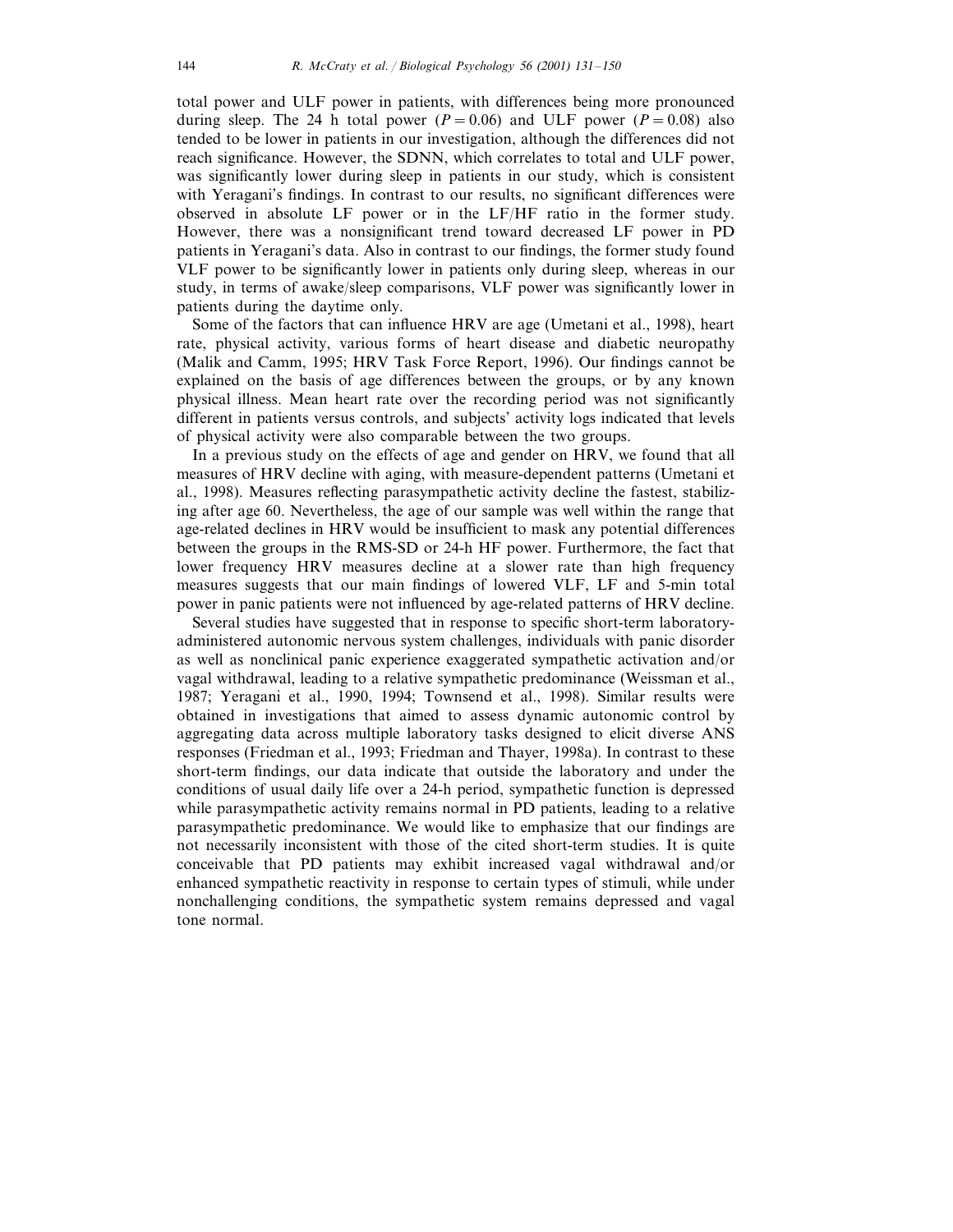total power and ULF power in patients, with differences being more pronounced during sleep. The 24 h total power ($P = 0.06$) and ULF power ($P = 0.08$) also tended to be lower in patients in our investigation, although the differences did not reach significance. However, the SDNN, which correlates to total and ULF power, was significantly lower during sleep in patients in our study, which is consistent with Yeragani's findings. In contrast to our results, no significant differences were observed in absolute LF power or in the LF/HF ratio in the former study. However, there was a nonsignificant trend toward decreased LF power in PD patients in Yeragani's data. Also in contrast to our findings, the former study found VLF power to be significantly lower in patients only during sleep, whereas in our study, in terms of awake/sleep comparisons, VLF power was significantly lower in patients during the daytime only.

Some of the factors that can influence HRV are age (Umetani et al., 1998), heart rate, physical activity, various forms of heart disease and diabetic neuropathy (Malik and Camm, 1995; HRV Task Force Report, 1996). Our findings cannot be explained on the basis of age differences between the groups, or by any known physical illness. Mean heart rate over the recording period was not significantly different in patients versus controls, and subjects' activity logs indicated that levels of physical activity were also comparable between the two groups.

In a previous study on the effects of age and gender on HRV, we found that all measures of HRV decline with aging, with measure-dependent patterns (Umetani et al., 1998). Measures reflecting parasympathetic activity decline the fastest, stabilizing after age 60. Nevertheless, the age of our sample was well within the range that age-related declines in HRV would be insufficient to mask any potential differences between the groups in the RMS-SD or 24-h HF power. Furthermore, the fact that lower frequency HRV measures decline at a slower rate than high frequency measures suggests that our main findings of lowered VLF, LF and 5-min total power in panic patients were not influenced by age-related patterns of HRV decline.

Several studies have suggested that in response to specific short-term laboratory-administered autonomic nervous system challenges, individuals with panic disorder as well as nonclinical panic experience exaggerated sympathetic activation and/or vagal withdrawal, leading to a relative sympathetic predominance (Weissman et al., 1987; Yeragani et al., 1990, 1994; Townsend et al., 1998). Similar results were obtained in investigations that aimed to assess dynamic autonomic control by aggregating data across multiple laboratory tasks designed to elicit diverse ANS responses (Friedman et al., 1993; Friedman and Thayer, 1998a). In contrast to these short-term findings, our data indicate that outside the laboratory and under the conditions of usual daily life over a 24-h period, sympathetic function is depressed while parasympathetic activity remains normal in PD patients, leading to a relative parasympathetic predominance. We would like to emphasize that our findings are not necessarily inconsistent with those of the cited short-term studies. It is quite conceivable that PD patients may exhibit increased vagal withdrawal and/or enhanced sympathetic reactivity in response to certain types of stimuli, while under nonchallenging conditions, the sympathetic system remains depressed and vagal tone normal.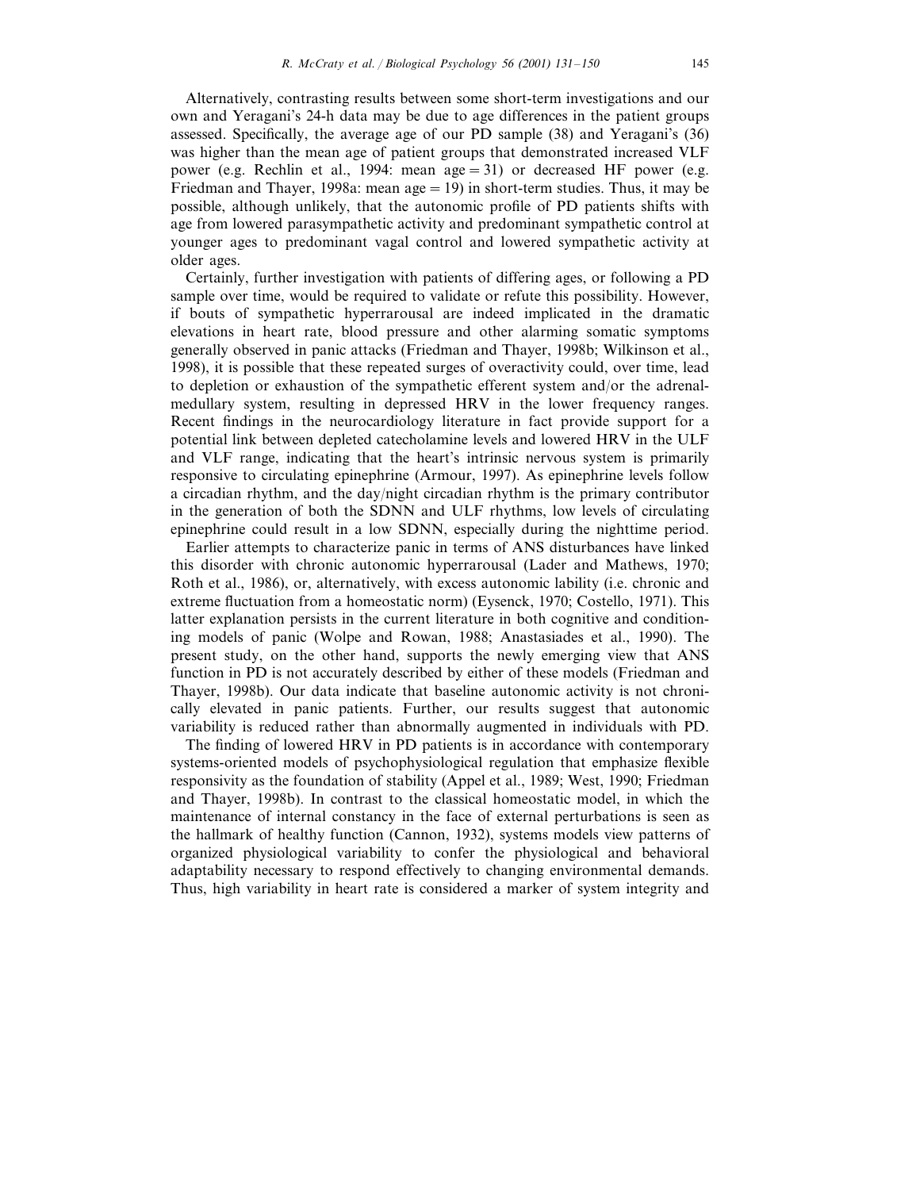Alternatively, contrasting results between some short-term investigations and our own and Yeragani's 24-h data may be due to age differences in the patient groups assessed. Specifically, the average age of our PD sample (38) and Yeragani's (36) was higher than the mean age of patient groups that demonstrated increased VLF power (e.g. Rechlin et al., 1994: mean age = 31) or decreased HF power (e.g. Friedman and Thayer, 1998a: mean age = 19) in short-term studies. Thus, it may be possible, although unlikely, that the autonomic profile of PD patients shifts with age from lowered parasympathetic activity and predominant sympathetic control at younger ages to predominant vagal control and lowered sympathetic activity at older ages.

Certainly, further investigation with patients of differing ages, or following a PD sample over time, would be required to validate or refute this possibility. However, if bouts of sympathetic hyperrarousal are indeed implicated in the dramatic elevations in heart rate, blood pressure and other alarming somatic symptoms generally observed in panic attacks (Friedman and Thayer, 1998b; Wilkinson et al., 1998), it is possible that these repeated surges of overactivity could, over time, lead to depletion or exhaustion of the sympathetic efferent system and/or the adrenal-medullary system, resulting in depressed HRV in the lower frequency ranges. Recent findings in the neurocardiology literature in fact provide support for a potential link between depleted catecholamine levels and lowered HRV in the ULF and VLF range, indicating that the heart's intrinsic nervous system is primarily responsive to circulating epinephrine (Armour, 1997). As epinephrine levels follow a circadian rhythm, and the day/night circadian rhythm is the primary contributor in the generation of both the SDNN and ULF rhythms, low levels of circulating epinephrine could result in a low SDNN, especially during the nighttime period.

Earlier attempts to characterize panic in terms of ANS disturbances have linked this disorder with chronic autonomic hyperrarousal (Lader and Mathews, 1970; Roth et al., 1986), or, alternatively, with excess autonomic lability (i.e. chronic and extreme fluctuation from a homeostatic norm) (Eysenck, 1970; Costello, 1971). This latter explanation persists in the current literature in both cognitive and conditioning models of panic (Wolpe and Rowan, 1988; Anastasiades et al., 1990). The present study, on the other hand, supports the newly emerging view that ANS function in PD is not accurately described by either of these models (Friedman and Thayer, 1998b). Our data indicate that baseline autonomic activity is not chronically elevated in panic patients. Further, our results suggest that autonomic variability is reduced rather than abnormally augmented in individuals with PD.

The finding of lowered HRV in PD patients is in accordance with contemporary systems-oriented models of psychophysiological regulation that emphasize flexible responsivity as the foundation of stability (Appel et al., 1989; West, 1990; Friedman and Thayer, 1998b). In contrast to the classical homeostatic model, in which the maintenance of internal constancy in the face of external perturbations is seen as the hallmark of healthy function (Cannon, 1932), systems models view patterns of organized physiological variability to confer the physiological and behavioral adaptability necessary to respond effectively to changing environmental demands. Thus, high variability in heart rate is considered a marker of system integrity and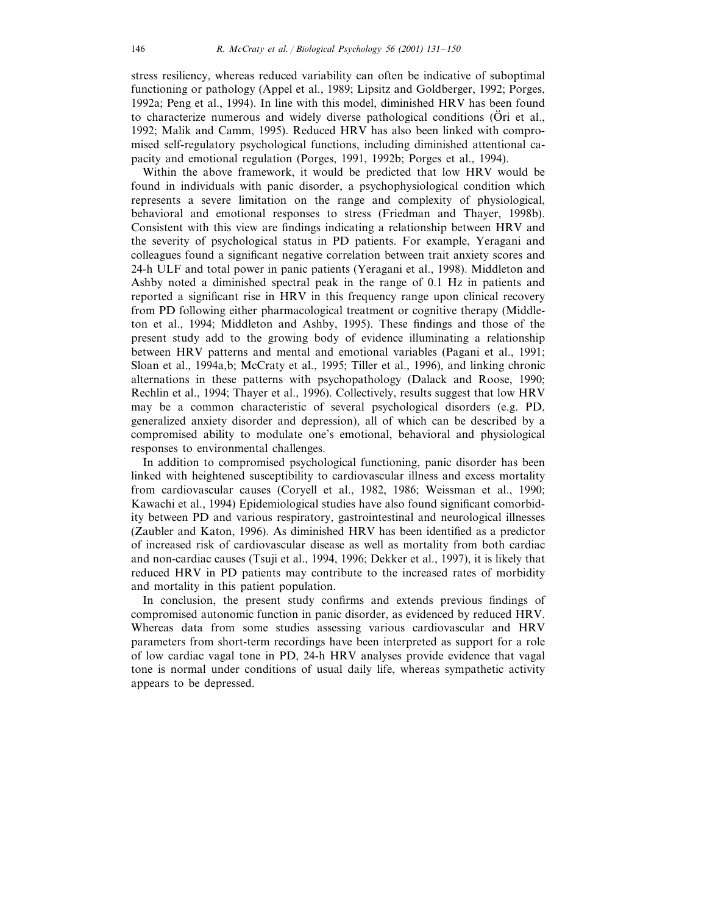stress resiliency, whereas reduced variability can often be indicative of suboptimal functioning or pathology (Appel et al., 1989; Lipsitz and Goldberger, 1992; Porges, 1992a; Peng et al., 1994). In line with this model, diminished HRV has been found to characterize numerous and widely diverse pathological conditions (Öri et al., 1992; Malik and Camm, 1995). Reduced HRV has also been linked with compromised self-regulatory psychological functions, including diminished attentional capacity and emotional regulation (Porges, 1991, 1992b; Porges et al., 1994).

Within the above framework, it would be predicted that low HRV would be found in individuals with panic disorder, a psychophysiological condition which represents a severe limitation on the range and complexity of physiological, behavioral and emotional responses to stress (Friedman and Thayer, 1998b). Consistent with this view are findings indicating a relationship between HRV and the severity of psychological status in PD patients. For example, Yeragani and colleagues found a significant negative correlation between trait anxiety scores and 24-h ULF and total power in panic patients (Yeragani et al., 1998). Middleton and Ashby noted a diminished spectral peak in the range of 0.1 Hz in patients and reported a significant rise in HRV in this frequency range upon clinical recovery from PD following either pharmacological treatment or cognitive therapy (Middleton et al., 1994; Middleton and Ashby, 1995). These findings and those of the present study add to the growing body of evidence illuminating a relationship between HRV patterns and mental and emotional variables (Pagani et al., 1991; Sloan et al., 1994a,b; McCraty et al., 1995; Tiller et al., 1996), and linking chronic alternations in these patterns with psychopathology (Dalack and Roose, 1990; Rechlin et al., 1994; Thayer et al., 1996). Collectively, results suggest that low HRV may be a common characteristic of several psychological disorders (e.g. PD, generalized anxiety disorder and depression), all of which can be described by a compromised ability to modulate one's emotional, behavioral and physiological responses to environmental challenges.

In addition to compromised psychological functioning, panic disorder has been linked with heightened susceptibility to cardiovascular illness and excess mortality from cardiovascular causes (Coryell et al., 1982, 1986; Weissman et al., 1990; Kawachi et al., 1994) Epidemiological studies have also found significant comorbidity between PD and various respiratory, gastrointestinal and neurological illnesses (Zaubler and Katon, 1996). As diminished HRV has been identified as a predictor of increased risk of cardiovascular disease as well as mortality from both cardiac and non-cardiac causes (Tsuji et al., 1994, 1996; Dekker et al., 1997), it is likely that reduced HRV in PD patients may contribute to the increased rates of morbidity and mortality in this patient population.

In conclusion, the present study confirms and extends previous findings of compromised autonomic function in panic disorder, as evidenced by reduced HRV. Whereas data from some studies assessing various cardiovascular and HRV parameters from short-term recordings have been interpreted as support for a role of low cardiac vagal tone in PD, 24-h HRV analyses provide evidence that vagal tone is normal under conditions of usual daily life, whereas sympathetic activity appears to be depressed.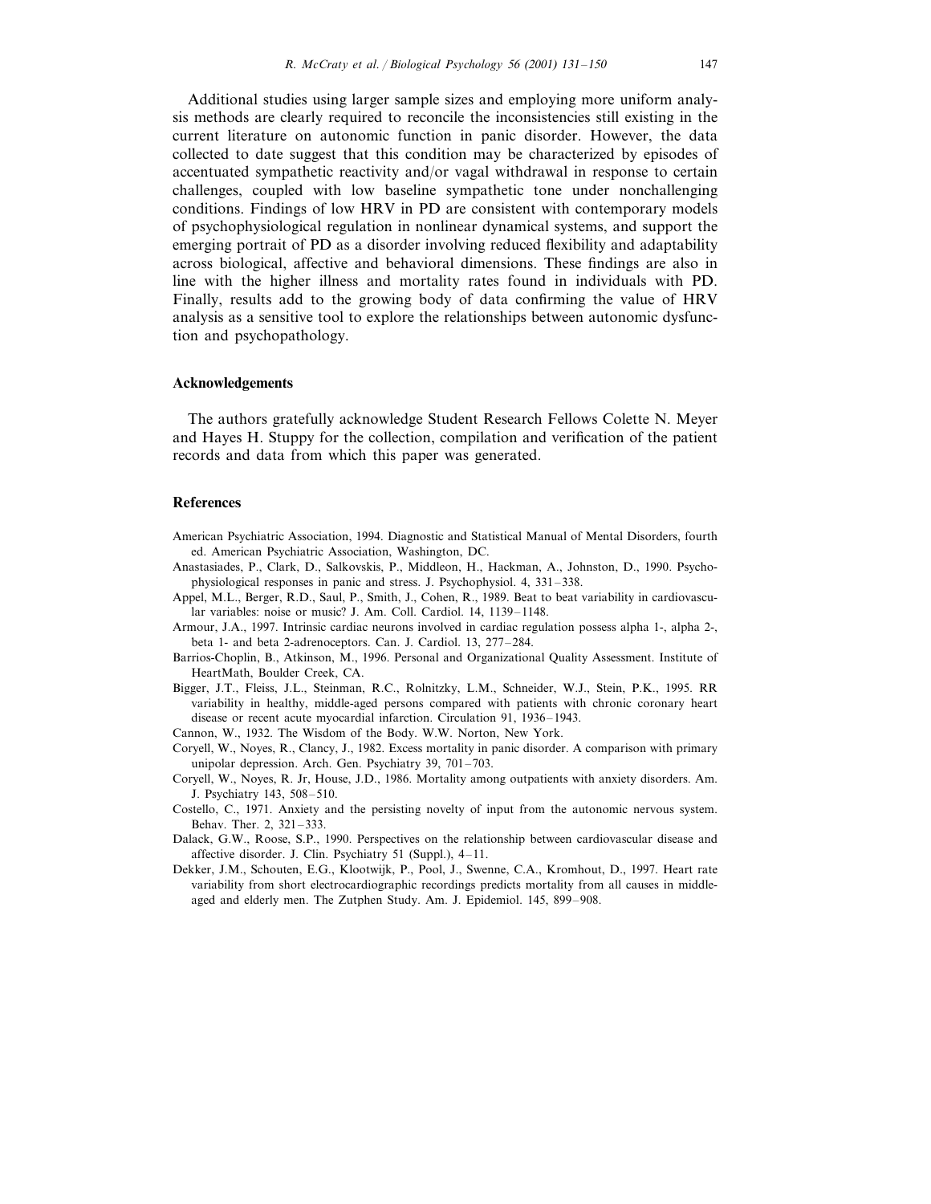Additional studies using larger sample sizes and employing more uniform analysis methods are clearly required to reconcile the inconsistencies still existing in the current literature on autonomic function in panic disorder. However, the data collected to date suggest that this condition may be characterized by episodes of accentuated sympathetic reactivity and/or vagal withdrawal in response to certain challenges, coupled with low baseline sympathetic tone under nonchallenging conditions. Findings of low HRV in PD are consistent with contemporary models of psychophysiological regulation in nonlinear dynamical systems, and support the emerging portrait of PD as a disorder involving reduced flexibility and adaptability across biological, affective and behavioral dimensions. These findings are also in line with the higher illness and mortality rates found in individuals with PD. Finally, results add to the growing body of data confirming the value of HRV analysis as a sensitive tool to explore the relationships between autonomic dysfunction and psychopathology.

## Acknowledgements

The authors gratefully acknowledge Student Research Fellows Colette N. Meyer and Hayes H. Stuppy for the collection, compilation and verification of the patient records and data from which this paper was generated.

## References

American Psychiatric Association, 1994. Diagnostic and Statistical Manual of Mental Disorders, fourth ed. American Psychiatric Association, Washington, DC.

Anastasiades, P., Clark, D., Salkovskis, P., Middleon, H., Hackman, A., Johnston, D., 1990. Psychophysiological responses in panic and stress. J. Psychophysiol. 4, 331–338.

Appel, M.L., Berger, R.D., Saul, P., Smith, J., Cohen, R., 1989. Beat to beat variability in cardiovascular variables: noise or music? J. Am. Coll. Cardiol. 14, 1139–1148.

Armour, J.A., 1997. Intrinsic cardiac neurons involved in cardiac regulation possess alpha 1-, alpha 2-, beta 1- and beta 2-adrenoceptors. Can. J. Cardiol. 13, 277–284.

Barrios-Choplin, B., Atkinson, M., 1996. Personal and Organizational Quality Assessment. Institute of HeartMath, Boulder Creek, CA.

Bigger, J.T., Fleiss, J.L., Steinman, R.C., Rolnitzky, L.M., Schneider, W.J., Stein, P.K., 1995. RR variability in healthy, middle-aged persons compared with patients with chronic coronary heart disease or recent acute myocardial infarction. Circulation 91, 1936–1943.

Cannon, W., 1932. The Wisdom of the Body. W.W. Norton, New York.

Coryell, W., Noyes, R., Clancy, J., 1982. Excess mortality in panic disorder. A comparison with primary unipolar depression. Arch. Gen. Psychiatry 39, 701–703.

Coryell, W., Noyes, R. Jr, House, J.D., 1986. Mortality among outpatients with anxiety disorders. Am. J. Psychiatry 143, 508–510.

Costello, C., 1971. Anxiety and the persisting novelty of input from the autonomic nervous system. Behav. Ther. 2, 321–333.

Dalack, G.W., Roose, S.P., 1990. Perspectives on the relationship between cardiovascular disease and affective disorder. J. Clin. Psychiatry 51 (Suppl.), 4–11.

Dekker, J.M., Schouten, E.G., Klootwijk, P., Pool, J., Swenne, C.A., Kromhout, D., 1997. Heart rate variability from short electrocardiographic recordings predicts mortality from all causes in middle-aged and elderly men. The Zutphen Study. Am. J. Epidemiol. 145, 899–908.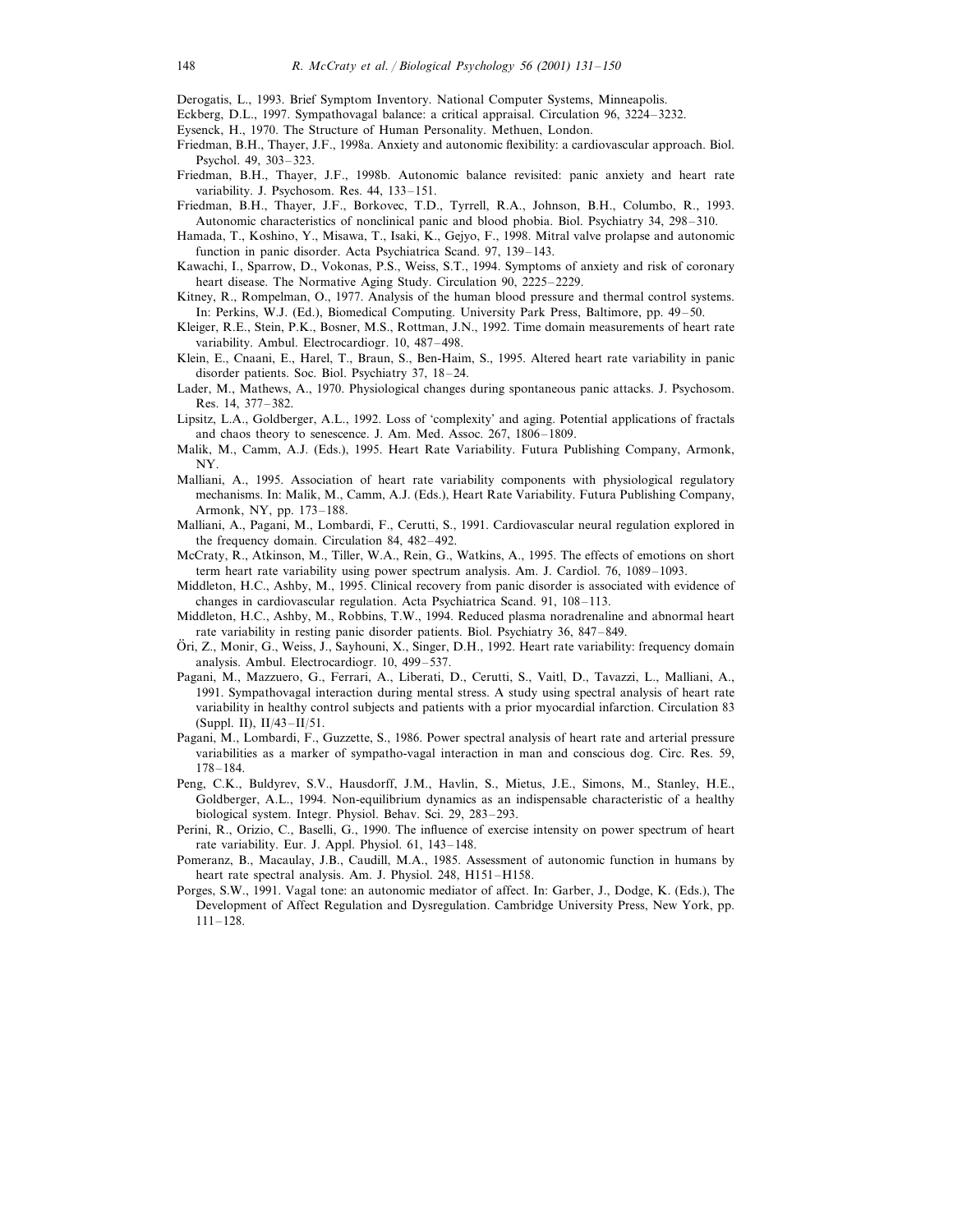Derogatis, L., 1993. Brief Symptom Inventory. National Computer Systems, Minneapolis.

Eckberg, D.L., 1997. Sympathovagal balance: a critical appraisal. Circulation 96, 3224–3232.

Eysenck, H., 1970. The Structure of Human Personality. Methuen, London.

Friedman, B.H., Thayer, J.F., 1998a. Anxiety and autonomic flexibility: a cardiovascular approach. Biol. Psychol. 49, 303–323.

Friedman, B.H., Thayer, J.F., 1998b. Autonomic balance revisited: panic anxiety and heart rate variability. J. Psychosom. Res. 44, 133–151.

Friedman, B.H., Thayer, J.F., Borkovec, T.D., Tyrrell, R.A., Johnson, B.H., Columbo, R., 1993. Autonomic characteristics of nonclinical panic and blood phobia. Biol. Psychiatry 34, 298–310.

Hamada, T., Koshino, Y., Misawa, T., Isaki, K., Gejyo, F., 1998. Mitral valve prolapse and autonomic function in panic disorder. Acta Psychiatrica Scand. 97, 139–143.

Kawachi, I., Sparrow, D., Vokonas, P.S., Weiss, S.T., 1994. Symptoms of anxiety and risk of coronary heart disease. The Normative Aging Study. Circulation 90, 2225–2229.

Kitney, R., Rompelman, O., 1977. Analysis of the human blood pressure and thermal control systems. In: Perkins, W.J. (Ed.), Biomedical Computing. University Park Press, Baltimore, pp. 49–50.

Kleiger, R.E., Stein, P.K., Bosner, M.S., Rottman, J.N., 1992. Time domain measurements of heart rate variability. Ambul. Electrocardiogr. 10, 487–498.

Klein, E., Cnaani, E., Harel, T., Braun, S., Ben-Haim, S., 1995. Altered heart rate variability in panic disorder patients. Soc. Biol. Psychiatry 37, 18–24.

Lader, M., Mathews, A., 1970. Physiological changes during spontaneous panic attacks. J. Psychosom. Res. 14, 377–382.

Lipsitz, L.A., Goldberger, A.L., 1992. Loss of 'complexity' and aging. Potential applications of fractals and chaos theory to senescence. J. Am. Med. Assoc. 267, 1806–1809.

Malik, M., Camm, A.J. (Eds.), 1995. Heart Rate Variability. Futura Publishing Company, Armonk, NY.

Malliani, A., 1995. Association of heart rate variability components with physiological regulatory mechanisms. In: Malik, M., Camm, A.J. (Eds.), Heart Rate Variability. Futura Publishing Company, Armonk, NY, pp. 173–188.

Malliani, A., Pagani, M., Lombardi, F., Cerutti, S., 1991. Cardiovascular neural regulation explored in the frequency domain. Circulation 84, 482–492.

McCraty, R., Atkinson, M., Tiller, W.A., Rein, G., Watkins, A., 1995. The effects of emotions on short term heart rate variability using power spectrum analysis. Am. J. Cardiol. 76, 1089–1093.

Middleton, H.C., Ashby, M., 1995. Clinical recovery from panic disorder is associated with evidence of changes in cardiovascular regulation. Acta Psychiatrica Scand. 91, 108–113.

Middleton, H.C., Ashby, M., Robbins, T.W., 1994. Reduced plasma noradrenaline and abnormal heart rate variability in resting panic disorder patients. Biol. Psychiatry 36, 847–849.

Öri, Z., Monir, G., Weiss, J., Sayhouni, X., Singer, D.H., 1992. Heart rate variability: frequency domain analysis. Ambul. Electrocardiogr. 10, 499–537.

Pagani, M., Mazzuero, G., Ferrari, A., Liberati, D., Cerutti, S., Vaitl, D., Tavazzi, L., Malliani, A., 1991. Sympathovagal interaction during mental stress. A study using spectral analysis of heart rate variability in healthy control subjects and patients with a prior myocardial infarction. Circulation 83 (Suppl. II), II/43–II/51.

Pagani, M., Lombardi, F., Guzzette, S., 1986. Power spectral analysis of heart rate and arterial pressure variabilities as a marker of sympatho-vagal interaction in man and conscious dog. Circ. Res. 59, 178–184.

Peng, C.K., Buldyrev, S.V., Hausdorff, J.M., Havlin, S., Mietus, J.E., Simons, M., Stanley, H.E., Goldberger, A.L., 1994. Non-equilibrium dynamics as an indispensable characteristic of a healthy biological system. Integr. Physiol. Behav. Sci. 29, 283–293.

Perini, R., Orizio, C., Baselli, G., 1990. The influence of exercise intensity on power spectrum of heart rate variability. Eur. J. Appl. Physiol. 61, 143–148.

Pomeranz, B., Macaulay, J.B., Caudill, M.A., 1985. Assessment of autonomic function in humans by heart rate spectral analysis. Am. J. Physiol. 248, H151–H158.

Porges, S.W., 1991. Vagal tone: an autonomic mediator of affect. In: Garber, J., Dodge, K. (Eds.), The Development of Affect Regulation and Dysregulation. Cambridge University Press, New York, pp. 111–128.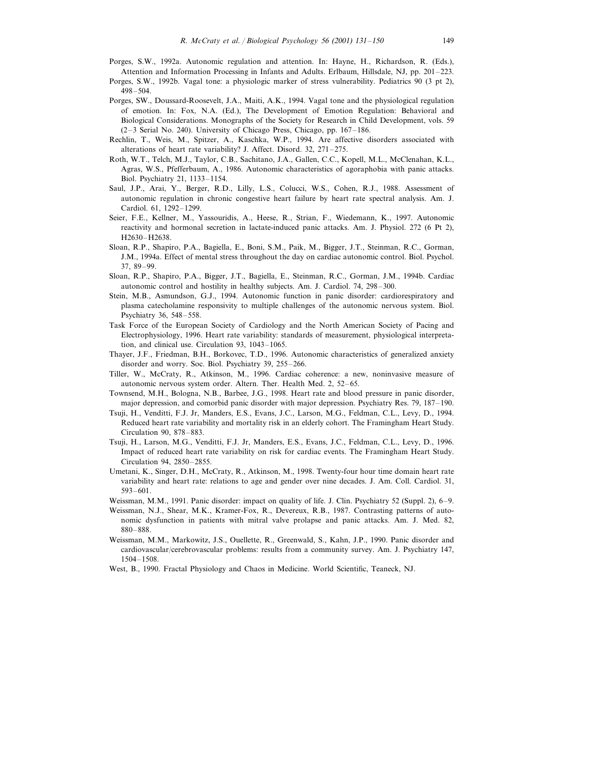Porges, S.W., 1992a. Autonomic regulation and attention. In: Hayne, H., Richardson, R. (Eds.), Attention and Information Processing in Infants and Adults. Erlbaum, Hillsdale, NJ, pp. 201–223.

Porges, S.W., 1992b. Vagal tone: a physiologic marker of stress vulnerability. Pediatrics 90 (3 pt 2), 498–504.

Porges, SW., Doussard-Roosevelt, J.A., Maiti, A.K., 1994. Vagal tone and the physiological regulation of emotion. In: Fox, N.A. (Ed.), The Development of Emotion Regulation: Behavioral and Biological Considerations. Monographs of the Society for Research in Child Development, vols. 59 (2–3 Serial No. 240). University of Chicago Press, Chicago, pp. 167–186.

Rechlin, T., Weis, M., Spitzer, A., Kaschka, W.P., 1994. Are affective disorders associated with alterations of heart rate variability? J. Affect. Disord. 32, 271–275.

Roth, W.T., Telch, M.J., Taylor, C.B., Sachitano, J.A., Gallen, C.C., Kopell, M.L., McClenahan, K.L., Agras, W.S., Pfefferbaum, A., 1986. Autonomic characteristics of agoraphobia with panic attacks. Biol. Psychiatry 21, 1133–1154.

Saul, J.P., Arai, Y., Berger, R.D., Lilly, L.S., Colucci, W.S., Cohen, R.J., 1988. Assessment of autonomic regulation in chronic congestive heart failure by heart rate spectral analysis. Am. J. Cardiol. 61, 1292–1299.

Seier, F.E., Kellner, M., Yassouridis, A., Heese, R., Strian, F., Wiedemann, K., 1997. Autonomic reactivity and hormonal secretion in lactate-induced panic attacks. Am. J. Physiol. 272 (6 Pt 2), H2630–H2638.

Sloan, R.P., Shapiro, P.A., Bagiella, E., Boni, S.M., Paik, M., Bigger, J.T., Steinman, R.C., Gorman, J.M., 1994a. Effect of mental stress throughout the day on cardiac autonomic control. Biol. Psychol. 37, 89–99.

Sloan, R.P., Shapiro, P.A., Bigger, J.T., Bagiella, E., Steinman, R.C., Gorman, J.M., 1994b. Cardiac autonomic control and hostility in healthy subjects. Am. J. Cardiol. 74, 298–300.

Stein, M.B., Asmundson, G.J., 1994. Autonomic function in panic disorder: cardiorespiratory and plasma catecholamine responsivity to multiple challenges of the autonomic nervous system. Biol. Psychiatry 36, 548–558.

Task Force of the European Society of Cardiology and the North American Society of Pacing and Electrophysiology, 1996. Heart rate variability: standards of measurement, physiological interpretation, and clinical use. Circulation 93, 1043–1065.

Thayer, J.F., Friedman, B.H., Borkovec, T.D., 1996. Autonomic characteristics of generalized anxiety disorder and worry. Soc. Biol. Psychiatry 39, 255–266.

Tiller, W., McCraty, R., Atkinson, M., 1996. Cardiac coherence: a new, noninvasive measure of autonomic nervous system order. Altern. Ther. Health Med. 2, 52–65.

Townsend, M.H., Bologna, N.B., Barbee, J.G., 1998. Heart rate and blood pressure in panic disorder, major depression, and comorbid panic disorder with major depression. Psychiatry Res. 79, 187–190.

Tsuji, H., Venditti, F.J. Jr, Manders, E.S., Evans, J.C., Larson, M.G., Feldman, C.L., Levy, D., 1994. Reduced heart rate variability and mortality risk in an elderly cohort. The Framingham Heart Study. Circulation 90, 878–883.

Tsuji, H., Larson, M.G., Venditti, F.J. Jr, Manders, E.S., Evans, J.C., Feldman, C.L., Levy, D., 1996. Impact of reduced heart rate variability on risk for cardiac events. The Framingham Heart Study. Circulation 94, 2850–2855.

Umetani, K., Singer, D.H., McCraty, R., Atkinson, M., 1998. Twenty-four hour time domain heart rate variability and heart rate: relations to age and gender over nine decades. J. Am. Coll. Cardiol. 31, 593–601.

Weissman, M.M., 1991. Panic disorder: impact on quality of life. J. Clin. Psychiatry 52 (Suppl. 2), 6–9.

Weissman, N.J., Shear, M.K., Kramer-Fox, R., Devereux, R.B., 1987. Contrasting patterns of autonomic dysfunction in patients with mitral valve prolapse and panic attacks. Am. J. Med. 82, 880–888.

Weissman, M.M., Markowitz, J.S., Ouellette, R., Greenwald, S., Kahn, J.P., 1990. Panic disorder and cardiovascular/cerebrovascular problems: results from a community survey. Am. J. Psychiatry 147, 1504–1508.

West, B., 1990. Fractal Physiology and Chaos in Medicine. World Scientific, Teaneck, NJ.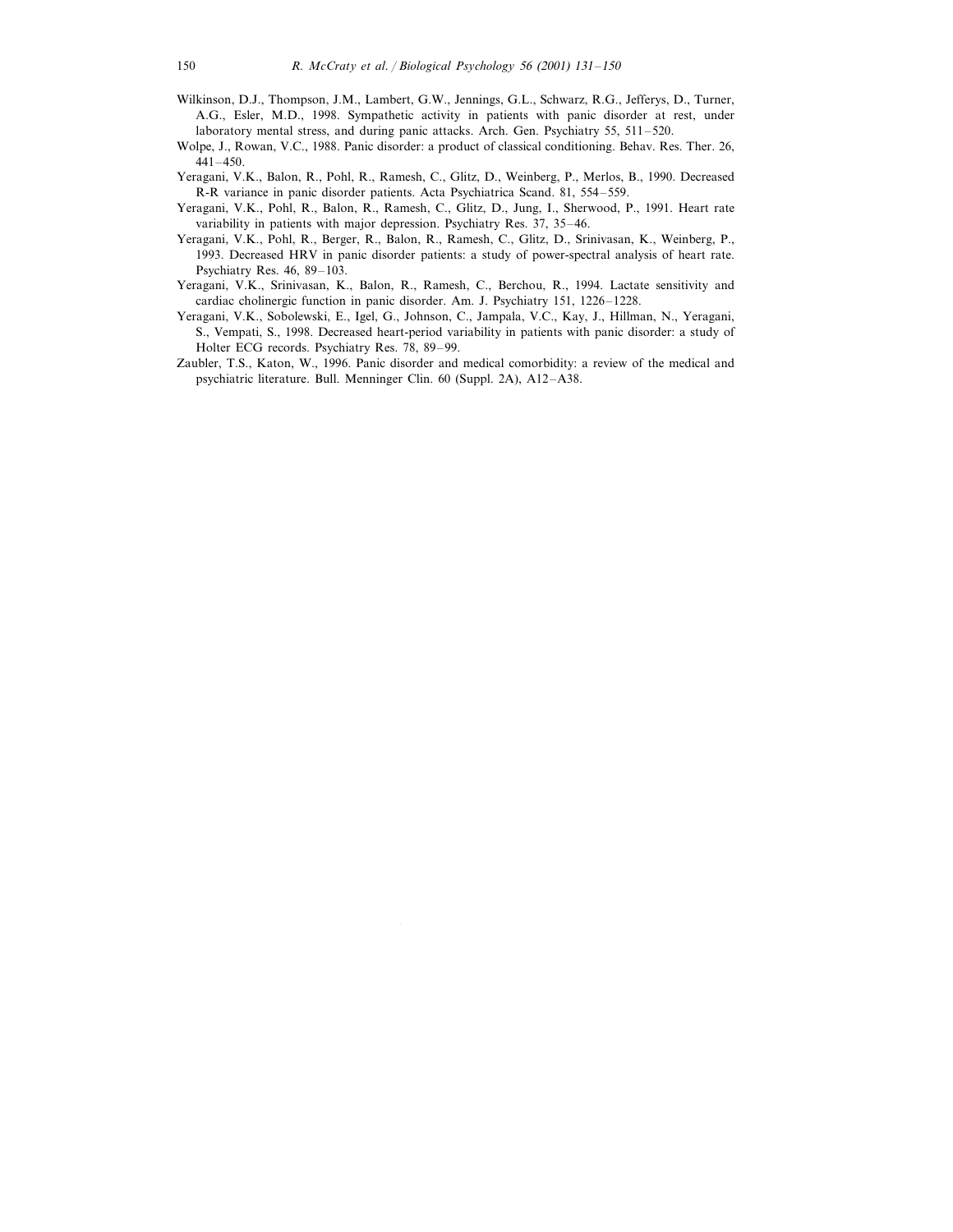Wilkinson, D.J., Thompson, J.M., Lambert, G.W., Jennings, G.L., Schwarz, R.G., Jefferys, D., Turner, A.G., Esler, M.D., 1998. Sympathetic activity in patients with panic disorder at rest, under laboratory mental stress, and during panic attacks. Arch. Gen. Psychiatry 55, 511–520.

Wolpe, J., Rowan, V.C., 1988. Panic disorder: a product of classical conditioning. Behav. Res. Ther. 26, 441–450.

Yeragani, V.K., Balon, R., Pohl, R., Ramesh, C., Glitz, D., Weinberg, P., Merlos, B., 1990. Decreased R-R variance in panic disorder patients. Acta Psychiatrica Scand. 81, 554–559.

Yeragani, V.K., Pohl, R., Balon, R., Ramesh, C., Glitz, D., Jung, I., Sherwood, P., 1991. Heart rate variability in patients with major depression. Psychiatry Res. 37, 35–46.

Yeragani, V.K., Pohl, R., Berger, R., Balon, R., Ramesh, C., Glitz, D., Srinivasan, K., Weinberg, P., 1993. Decreased HRV in panic disorder patients: a study of power-spectral analysis of heart rate. Psychiatry Res. 46, 89–103.

Yeragani, V.K., Srinivasan, K., Balon, R., Ramesh, C., Berchou, R., 1994. Lactate sensitivity and cardiac cholinergic function in panic disorder. Am. J. Psychiatry 151, 1226–1228.

Yeragani, V.K., Sobolewski, E., Igel, G., Johnson, C., Jampala, V.C., Kay, J., Hillman, N., Yeragani, S., Vempati, S., 1998. Decreased heart-period variability in patients with panic disorder: a study of Holter ECG records. Psychiatry Res. 78, 89–99.

Zaubler, T.S., Katon, W., 1996. Panic disorder and medical comorbidity: a review of the medical and psychiatric literature. Bull. Menninger Clin. 60 (Suppl. 2A), A12–A38.